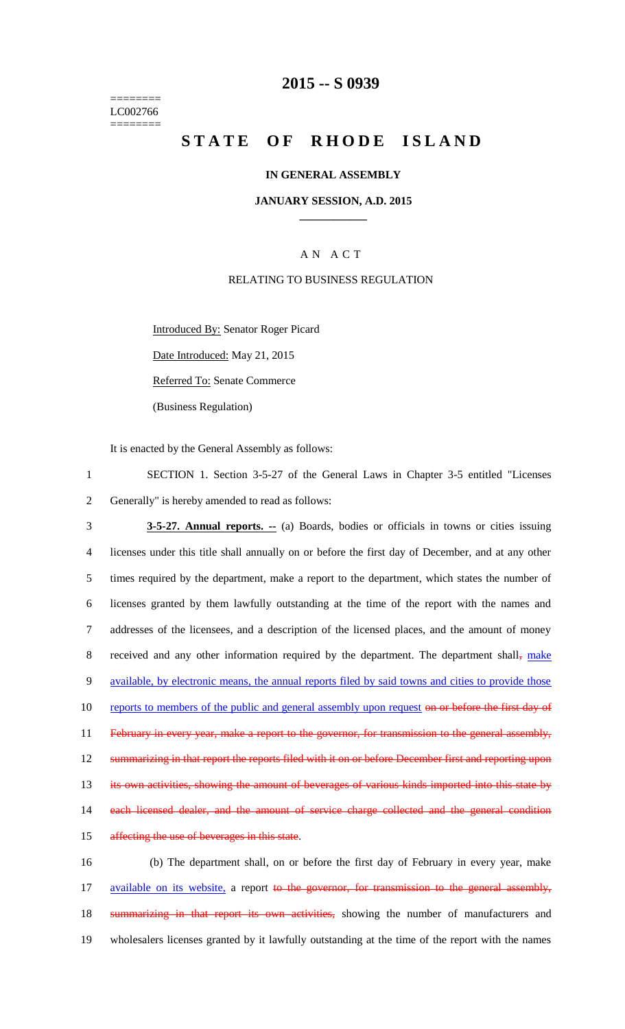========
LC002766
========

# 2015 -- S 0939

# STATE OF RHODE ISLAND

### IN GENERAL ASSEMBLY

### JANUARY SESSION, A.D. 2015

## A N A C T

### RELATING TO BUSINESS REGULATION

Introduced By: Senator Roger Picard

Date Introduced: May 21, 2015

Referred To: Senate Commerce

(Business Regulation)

It is enacted by the General Assembly as follows:

1 SECTION 1. Section 3-5-27 of the General Laws in Chapter 3-5 entitled "Licenses
2 Generally" is hereby amended to read as follows:

3 **3-5-27. Annual reports. --** (a) Boards, bodies or officials in towns or cities issuing
4 licenses under this title shall annually on or before the first day of December, and at any other
5 times required by the department, make a report to the department, which states the number of
6 licenses granted by them lawfully outstanding at the time of the report with the names and
7 addresses of the licensees, and a description of the licensed places, and the amount of money
8 received and any other information required by the department. The department shall~~,~~ make
9 available, by electronic means, the annual reports filed by said towns and cities to provide those
10 reports to members of the public and general assembly upon request ~~on or before the first day of~~
11 ~~February in every year, make a report to the governor, for transmission to the general assembly,~~
12 ~~summarizing in that report the reports filed with it on or before December first and reporting upon~~
13 ~~its own activities, showing the amount of beverages of various kinds imported into this state by~~
14 ~~each licensed dealer, and the amount of service charge collected and the general condition~~
15 ~~affecting the use of beverages in this state~~.

16 (b) The department shall, on or before the first day of February in every year, make
17 available on its website, a report ~~to the governor, for transmission to the general assembly,~~
18 ~~summarizing in that report its own activities,~~ showing the number of manufacturers and
19 wholesalers licenses granted by it lawfully outstanding at the time of the report with the names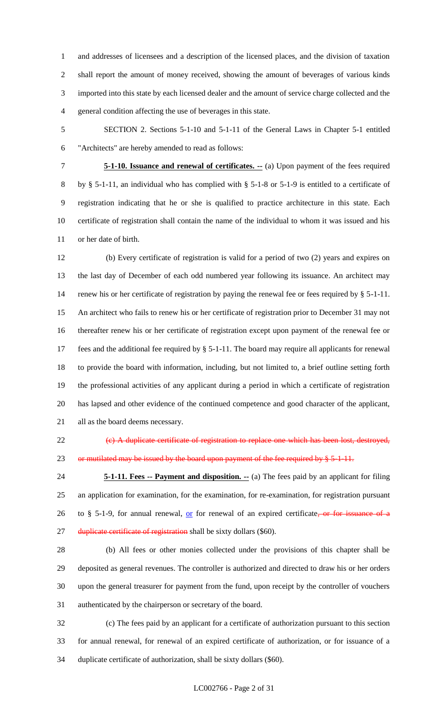and addresses of licensees and a description of the licensed places, and the division of taxation shall report the amount of money received, showing the amount of beverages of various kinds imported into this state by each licensed dealer and the amount of service charge collected and the general condition affecting the use of beverages in this state.

SECTION 2. Sections 5-1-10 and 5-1-11 of the General Laws in Chapter 5-1 entitled "Architects" are hereby amended to read as follows:

**5-1-10. Issuance and renewal of certificates. --** (a) Upon payment of the fees required by § 5-1-11, an individual who has complied with § 5-1-8 or 5-1-9 is entitled to a certificate of registration indicating that he or she is qualified to practice architecture in this state. Each certificate of registration shall contain the name of the individual to whom it was issued and his or her date of birth.

(b) Every certificate of registration is valid for a period of two (2) years and expires on the last day of December of each odd numbered year following its issuance. An architect may renew his or her certificate of registration by paying the renewal fee or fees required by § 5-1-11. An architect who fails to renew his or her certificate of registration prior to December 31 may not thereafter renew his or her certificate of registration except upon payment of the renewal fee or fees and the additional fee required by § 5-1-11. The board may require all applicants for renewal to provide the board with information, including, but not limited to, a brief outline setting forth the professional activities of any applicant during a period in which a certificate of registration has lapsed and other evidence of the continued competence and good character of the applicant, all as the board deems necessary.

~~(c) A duplicate certificate of registration to replace one which has been lost, destroyed, or mutilated may be issued by the board upon payment of the fee required by § 5-1-11.~~

**5-1-11. Fees -- Payment and disposition. --** (a) The fees paid by an applicant for filing an application for examination, for the examination, for re-examination, for registration pursuant to § 5-1-9, for annual renewal, <u>or</u> for renewal of an expired certificate~~, or for issuance of a duplicate certificate of registration~~ shall be sixty dollars ($60).

(b) All fees or other monies collected under the provisions of this chapter shall be deposited as general revenues. The controller is authorized and directed to draw his or her orders upon the general treasurer for payment from the fund, upon receipt by the controller of vouchers authenticated by the chairperson or secretary of the board.

(c) The fees paid by an applicant for a certificate of authorization pursuant to this section for annual renewal, for renewal of an expired certificate of authorization, or for issuance of a duplicate certificate of authorization, shall be sixty dollars ($60).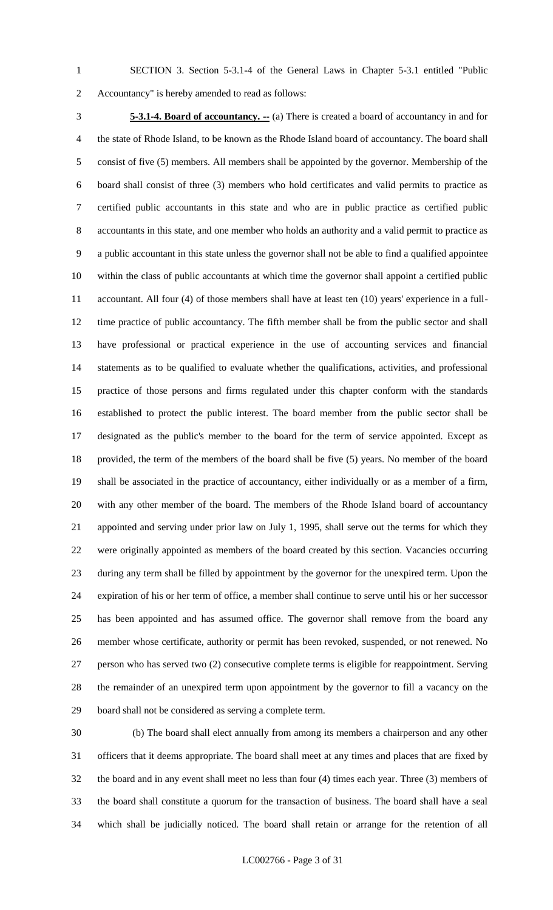SECTION 3. Section 5-3.1-4 of the General Laws in Chapter 5-3.1 entitled "Public Accountancy" is hereby amended to read as follows:

**5-3.1-4. Board of accountancy. --** (a) There is created a board of accountancy in and for the state of Rhode Island, to be known as the Rhode Island board of accountancy. The board shall consist of five (5) members. All members shall be appointed by the governor. Membership of the board shall consist of three (3) members who hold certificates and valid permits to practice as certified public accountants in this state and who are in public practice as certified public accountants in this state, and one member who holds an authority and a valid permit to practice as a public accountant in this state unless the governor shall not be able to find a qualified appointee within the class of public accountants at which time the governor shall appoint a certified public accountant. All four (4) of those members shall have at least ten (10) years' experience in a full-time practice of public accountancy. The fifth member shall be from the public sector and shall have professional or practical experience in the use of accounting services and financial statements as to be qualified to evaluate whether the qualifications, activities, and professional practice of those persons and firms regulated under this chapter conform with the standards established to protect the public interest. The board member from the public sector shall be designated as the public's member to the board for the term of service appointed. Except as provided, the term of the members of the board shall be five (5) years. No member of the board shall be associated in the practice of accountancy, either individually or as a member of a firm, with any other member of the board. The members of the Rhode Island board of accountancy appointed and serving under prior law on July 1, 1995, shall serve out the terms for which they were originally appointed as members of the board created by this section. Vacancies occurring during any term shall be filled by appointment by the governor for the unexpired term. Upon the expiration of his or her term of office, a member shall continue to serve until his or her successor has been appointed and has assumed office. The governor shall remove from the board any member whose certificate, authority or permit has been revoked, suspended, or not renewed. No person who has served two (2) consecutive complete terms is eligible for reappointment. Serving the remainder of an unexpired term upon appointment by the governor to fill a vacancy on the board shall not be considered as serving a complete term.

(b) The board shall elect annually from among its members a chairperson and any other officers that it deems appropriate. The board shall meet at any times and places that are fixed by the board and in any event shall meet no less than four (4) times each year. Three (3) members of the board shall constitute a quorum for the transaction of business. The board shall have a seal which shall be judicially noticed. The board shall retain or arrange for the retention of all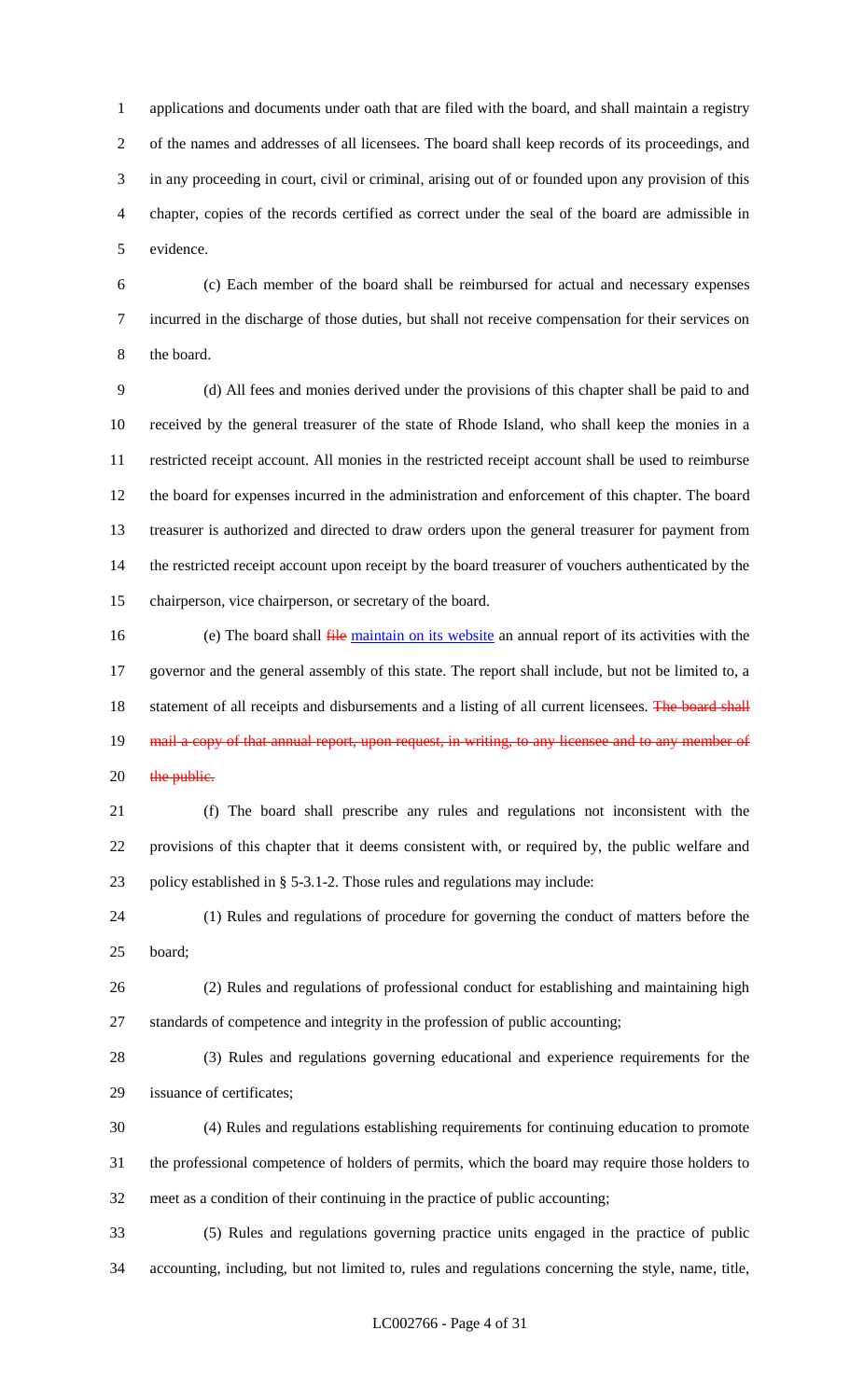applications and documents under oath that are filed with the board, and shall maintain a registry of the names and addresses of all licensees. The board shall keep records of its proceedings, and in any proceeding in court, civil or criminal, arising out of or founded upon any provision of this chapter, copies of the records certified as correct under the seal of the board are admissible in evidence.

(c) Each member of the board shall be reimbursed for actual and necessary expenses incurred in the discharge of those duties, but shall not receive compensation for their services on the board.

(d) All fees and monies derived under the provisions of this chapter shall be paid to and received by the general treasurer of the state of Rhode Island, who shall keep the monies in a restricted receipt account. All monies in the restricted receipt account shall be used to reimburse the board for expenses incurred in the administration and enforcement of this chapter. The board treasurer is authorized and directed to draw orders upon the general treasurer for payment from the restricted receipt account upon receipt by the board treasurer of vouchers authenticated by the chairperson, vice chairperson, or secretary of the board.

(e) The board shall ~~file~~ maintain on its website an annual report of its activities with the governor and the general assembly of this state. The report shall include, but not be limited to, a statement of all receipts and disbursements and a listing of all current licensees. ~~The board shall mail a copy of that annual report, upon request, in writing, to any licensee and to any member of the public.~~

(f) The board shall prescribe any rules and regulations not inconsistent with the provisions of this chapter that it deems consistent with, or required by, the public welfare and policy established in § 5-3.1-2. Those rules and regulations may include:

(1) Rules and regulations of procedure for governing the conduct of matters before the board;

(2) Rules and regulations of professional conduct for establishing and maintaining high standards of competence and integrity in the profession of public accounting;

(3) Rules and regulations governing educational and experience requirements for the issuance of certificates;

(4) Rules and regulations establishing requirements for continuing education to promote the professional competence of holders of permits, which the board may require those holders to meet as a condition of their continuing in the practice of public accounting;

(5) Rules and regulations governing practice units engaged in the practice of public accounting, including, but not limited to, rules and regulations concerning the style, name, title,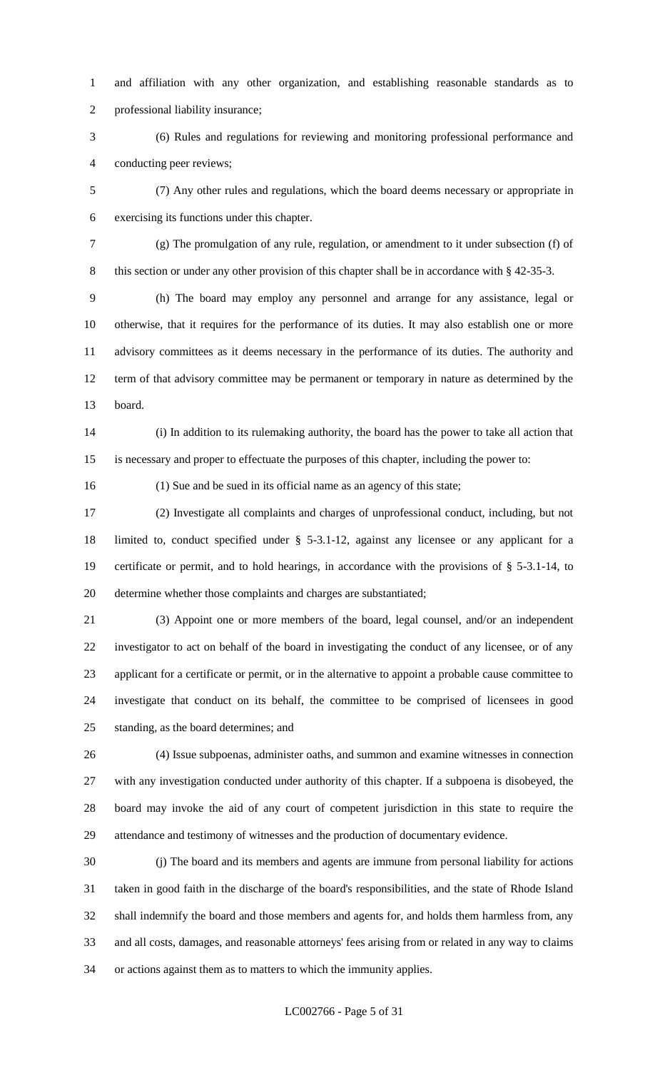and affiliation with any other organization, and establishing reasonable standards as to professional liability insurance;

(6) Rules and regulations for reviewing and monitoring professional performance and conducting peer reviews;

(7) Any other rules and regulations, which the board deems necessary or appropriate in exercising its functions under this chapter.

(g) The promulgation of any rule, regulation, or amendment to it under subsection (f) of this section or under any other provision of this chapter shall be in accordance with § 42-35-3.

(h) The board may employ any personnel and arrange for any assistance, legal or otherwise, that it requires for the performance of its duties. It may also establish one or more advisory committees as it deems necessary in the performance of its duties. The authority and term of that advisory committee may be permanent or temporary in nature as determined by the board.

(i) In addition to its rulemaking authority, the board has the power to take all action that is necessary and proper to effectuate the purposes of this chapter, including the power to:

(1) Sue and be sued in its official name as an agency of this state;

(2) Investigate all complaints and charges of unprofessional conduct, including, but not limited to, conduct specified under § 5-3.1-12, against any licensee or any applicant for a certificate or permit, and to hold hearings, in accordance with the provisions of § 5-3.1-14, to determine whether those complaints and charges are substantiated;

(3) Appoint one or more members of the board, legal counsel, and/or an independent investigator to act on behalf of the board in investigating the conduct of any licensee, or of any applicant for a certificate or permit, or in the alternative to appoint a probable cause committee to investigate that conduct on its behalf, the committee to be comprised of licensees in good standing, as the board determines; and

(4) Issue subpoenas, administer oaths, and summon and examine witnesses in connection with any investigation conducted under authority of this chapter. If a subpoena is disobeyed, the board may invoke the aid of any court of competent jurisdiction in this state to require the attendance and testimony of witnesses and the production of documentary evidence.

(j) The board and its members and agents are immune from personal liability for actions taken in good faith in the discharge of the board's responsibilities, and the state of Rhode Island shall indemnify the board and those members and agents for, and holds them harmless from, any and all costs, damages, and reasonable attorneys' fees arising from or related in any way to claims or actions against them as to matters to which the immunity applies.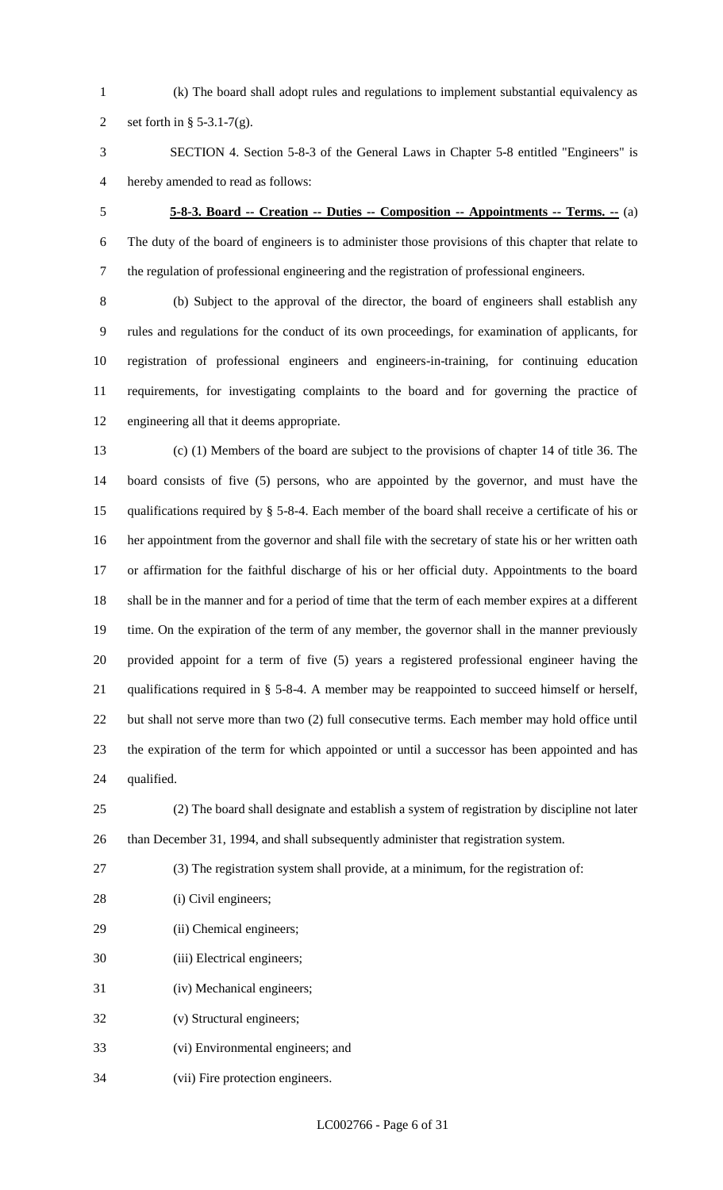(k) The board shall adopt rules and regulations to implement substantial equivalency as set forth in § 5-3.1-7(g).

SECTION 4. Section 5-8-3 of the General Laws in Chapter 5-8 entitled "Engineers" is hereby amended to read as follows:

**5-8-3. Board -- Creation -- Duties -- Composition -- Appointments -- Terms. --** (a) The duty of the board of engineers is to administer those provisions of this chapter that relate to the regulation of professional engineering and the registration of professional engineers.

(b) Subject to the approval of the director, the board of engineers shall establish any rules and regulations for the conduct of its own proceedings, for examination of applicants, for registration of professional engineers and engineers-in-training, for continuing education requirements, for investigating complaints to the board and for governing the practice of engineering all that it deems appropriate.

(c) (1) Members of the board are subject to the provisions of chapter 14 of title 36. The board consists of five (5) persons, who are appointed by the governor, and must have the qualifications required by § 5-8-4. Each member of the board shall receive a certificate of his or her appointment from the governor and shall file with the secretary of state his or her written oath or affirmation for the faithful discharge of his or her official duty. Appointments to the board shall be in the manner and for a period of time that the term of each member expires at a different time. On the expiration of the term of any member, the governor shall in the manner previously provided appoint for a term of five (5) years a registered professional engineer having the qualifications required in § 5-8-4. A member may be reappointed to succeed himself or herself, but shall not serve more than two (2) full consecutive terms. Each member may hold office until the expiration of the term for which appointed or until a successor has been appointed and has qualified.

(2) The board shall designate and establish a system of registration by discipline not later than December 31, 1994, and shall subsequently administer that registration system.

(3) The registration system shall provide, at a minimum, for the registration of:

(i) Civil engineers;

(ii) Chemical engineers;

(iii) Electrical engineers;

(iv) Mechanical engineers;

(v) Structural engineers;

(vi) Environmental engineers; and

(vii) Fire protection engineers.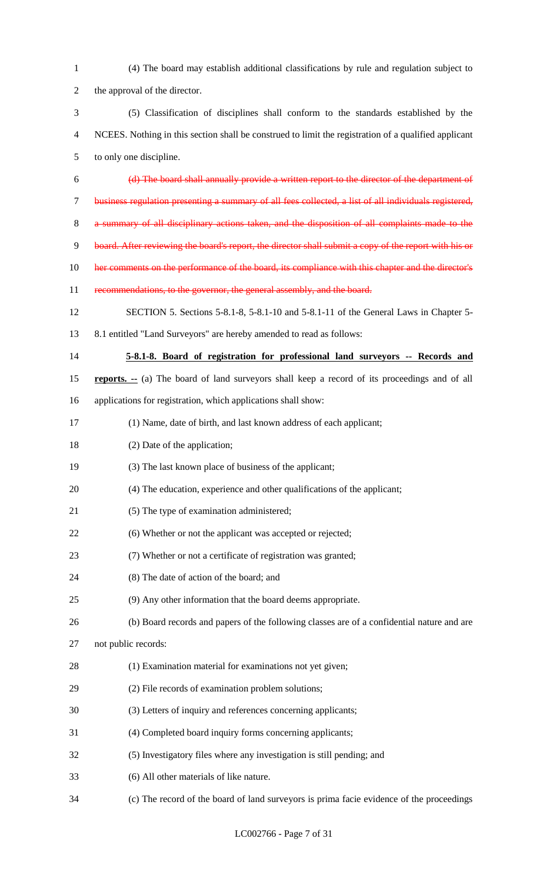(4) The board may establish additional classifications by rule and regulation subject to the approval of the director.

(5) Classification of disciplines shall conform to the standards established by the NCEES. Nothing in this section shall be construed to limit the registration of a qualified applicant to only one discipline.

~~(d) The board shall annually provide a written report to the director of the department of business regulation presenting a summary of all fees collected, a list of all individuals registered, a summary of all disciplinary actions taken, and the disposition of all complaints made to the board. After reviewing the board's report, the director shall submit a copy of the report with his or her comments on the performance of the board, its compliance with this chapter and the director's recommendations, to the governor, the general assembly, and the board.~~

SECTION 5. Sections 5-8.1-8, 5-8.1-10 and 5-8.1-11 of the General Laws in Chapter 5-8.1 entitled "Land Surveyors" are hereby amended to read as follows:

**5-8.1-8. Board of registration for professional land surveyors -- Records and reports. --** (a) The board of land surveyors shall keep a record of its proceedings and of all applications for registration, which applications shall show:

(1) Name, date of birth, and last known address of each applicant;

(2) Date of the application;

(3) The last known place of business of the applicant;

(4) The education, experience and other qualifications of the applicant;

(5) The type of examination administered;

(6) Whether or not the applicant was accepted or rejected;

(7) Whether or not a certificate of registration was granted;

(8) The date of action of the board; and

(9) Any other information that the board deems appropriate.

(b) Board records and papers of the following classes are of a confidential nature and are not public records:

(1) Examination material for examinations not yet given;

(2) File records of examination problem solutions;

(3) Letters of inquiry and references concerning applicants;

(4) Completed board inquiry forms concerning applicants;

(5) Investigatory files where any investigation is still pending; and

(6) All other materials of like nature.

(c) The record of the board of land surveyors is prima facie evidence of the proceedings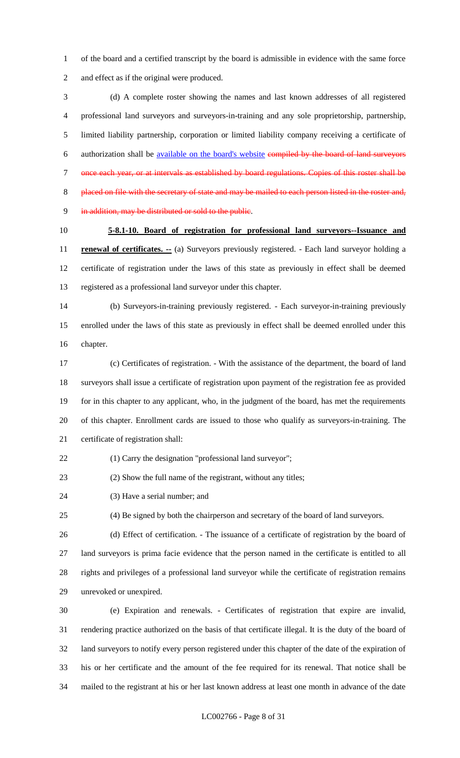of the board and a certified transcript by the board is admissible in evidence with the same force and effect as if the original were produced.

(d) A complete roster showing the names and last known addresses of all registered professional land surveyors and surveyors-in-training and any sole proprietorship, partnership, limited liability partnership, corporation or limited liability company receiving a certificate of authorization shall be available on the board's website ~~compiled by the board of land surveyors once each year, or at intervals as established by board regulations. Copies of this roster shall be placed on file with the secretary of state and may be mailed to each person listed in the roster and, in addition, may be distributed or sold to the public~~.

**5-8.1-10. Board of registration for professional land surveyors--Issuance and renewal of certificates. --** (a) Surveyors previously registered. - Each land surveyor holding a certificate of registration under the laws of this state as previously in effect shall be deemed registered as a professional land surveyor under this chapter.

(b) Surveyors-in-training previously registered. - Each surveyor-in-training previously enrolled under the laws of this state as previously in effect shall be deemed enrolled under this chapter.

(c) Certificates of registration. - With the assistance of the department, the board of land surveyors shall issue a certificate of registration upon payment of the registration fee as provided for in this chapter to any applicant, who, in the judgment of the board, has met the requirements of this chapter. Enrollment cards are issued to those who qualify as surveyors-in-training. The certificate of registration shall:

(1) Carry the designation "professional land surveyor";

(2) Show the full name of the registrant, without any titles;

(3) Have a serial number; and

(4) Be signed by both the chairperson and secretary of the board of land surveyors.

(d) Effect of certification. - The issuance of a certificate of registration by the board of land surveyors is prima facie evidence that the person named in the certificate is entitled to all rights and privileges of a professional land surveyor while the certificate of registration remains unrevoked or unexpired.

(e) Expiration and renewals. - Certificates of registration that expire are invalid, rendering practice authorized on the basis of that certificate illegal. It is the duty of the board of land surveyors to notify every person registered under this chapter of the date of the expiration of his or her certificate and the amount of the fee required for its renewal. That notice shall be mailed to the registrant at his or her last known address at least one month in advance of the date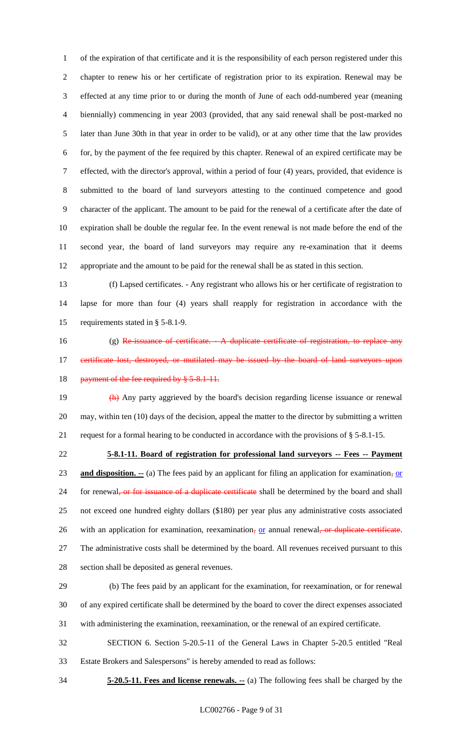of the expiration of that certificate and it is the responsibility of each person registered under this chapter to renew his or her certificate of registration prior to its expiration. Renewal may be effected at any time prior to or during the month of June of each odd-numbered year (meaning biennially) commencing in year 2003 (provided, that any said renewal shall be post-marked no later than June 30th in that year in order to be valid), or at any other time that the law provides for, by the payment of the fee required by this chapter. Renewal of an expired certificate may be effected, with the director's approval, within a period of four (4) years, provided, that evidence is submitted to the board of land surveyors attesting to the continued competence and good character of the applicant. The amount to be paid for the renewal of a certificate after the date of expiration shall be double the regular fee. In the event renewal is not made before the end of the second year, the board of land surveyors may require any re-examination that it deems appropriate and the amount to be paid for the renewal shall be as stated in this section.

(f) Lapsed certificates. - Any registrant who allows his or her certificate of registration to lapse for more than four (4) years shall reapply for registration in accordance with the requirements stated in § 5-8.1-9.

(g) ~~Re-issuance of certificate. - A duplicate certificate of registration, to replace any certificate lost, destroyed, or mutilated may be issued by the board of land surveyors upon payment of the fee required by § 5-8.1-11.~~

~~(h)~~ Any party aggrieved by the board's decision regarding license issuance or renewal may, within ten (10) days of the decision, appeal the matter to the director by submitting a written request for a formal hearing to be conducted in accordance with the provisions of § 5-8.1-15.

**5-8.1-11. Board of registration for professional land surveyors -- Fees -- Payment and disposition. --** (a) The fees paid by an applicant for filing an application for examination~~,~~ or for renewal~~, or for issuance of a duplicate certificate~~ shall be determined by the board and shall not exceed one hundred eighty dollars ($180) per year plus any administrative costs associated with an application for examination, reexamination~~,~~ or annual renewal~~, or duplicate certificate~~. The administrative costs shall be determined by the board. All revenues received pursuant to this section shall be deposited as general revenues.

(b) The fees paid by an applicant for the examination, for reexamination, or for renewal of any expired certificate shall be determined by the board to cover the direct expenses associated with administering the examination, reexamination, or the renewal of an expired certificate.

SECTION 6. Section 5-20.5-11 of the General Laws in Chapter 5-20.5 entitled "Real Estate Brokers and Salespersons" is hereby amended to read as follows:

**5-20.5-11. Fees and license renewals. --** (a) The following fees shall be charged by the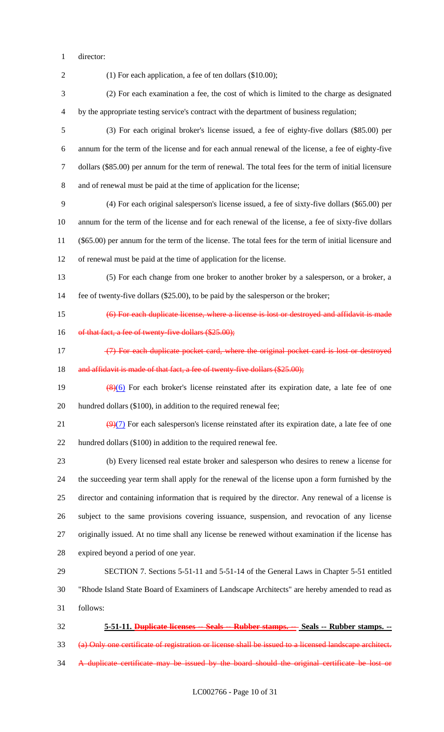director:

(1) For each application, a fee of ten dollars ($10.00);

(2) For each examination a fee, the cost of which is limited to the charge as designated by the appropriate testing service's contract with the department of business regulation;

(3) For each original broker's license issued, a fee of eighty-five dollars ($85.00) per annum for the term of the license and for each annual renewal of the license, a fee of eighty-five dollars ($85.00) per annum for the term of renewal. The total fees for the term of initial licensure and of renewal must be paid at the time of application for the license;

(4) For each original salesperson's license issued, a fee of sixty-five dollars ($65.00) per annum for the term of the license and for each renewal of the license, a fee of sixty-five dollars ($65.00) per annum for the term of the license. The total fees for the term of initial licensure and of renewal must be paid at the time of application for the license.

(5) For each change from one broker to another broker by a salesperson, or a broker, a fee of twenty-five dollars ($25.00), to be paid by the salesperson or the broker;

~~(6) For each duplicate license, where a license is lost or destroyed and affidavit is made of that fact, a fee of twenty-five dollars ($25.00);~~

~~(7) For each duplicate pocket card, where the original pocket card is lost or destroyed and affidavit is made of that fact, a fee of twenty-five dollars ($25.00);~~

~~(8)~~(6) For each broker's license reinstated after its expiration date, a late fee of one hundred dollars ($100), in addition to the required renewal fee;

~~(9)~~(7) For each salesperson's license reinstated after its expiration date, a late fee of one hundred dollars ($100) in addition to the required renewal fee.

(b) Every licensed real estate broker and salesperson who desires to renew a license for the succeeding year term shall apply for the renewal of the license upon a form furnished by the director and containing information that is required by the director. Any renewal of a license is subject to the same provisions covering issuance, suspension, and revocation of any license originally issued. At no time shall any license be renewed without examination if the license has expired beyond a period of one year.

SECTION 7. Sections 5-51-11 and 5-51-14 of the General Laws in Chapter 5-51 entitled "Rhode Island State Board of Examiners of Landscape Architects" are hereby amended to read as follows:

**5-51-11. ~~Duplicate licenses -- Seals -- Rubber stamps. --~~ Seals -- Rubber stamps. --**

~~(a) Only one certificate of registration or license shall be issued to a licensed landscape architect. A duplicate certificate may be issued by the board should the original certificate be lost or~~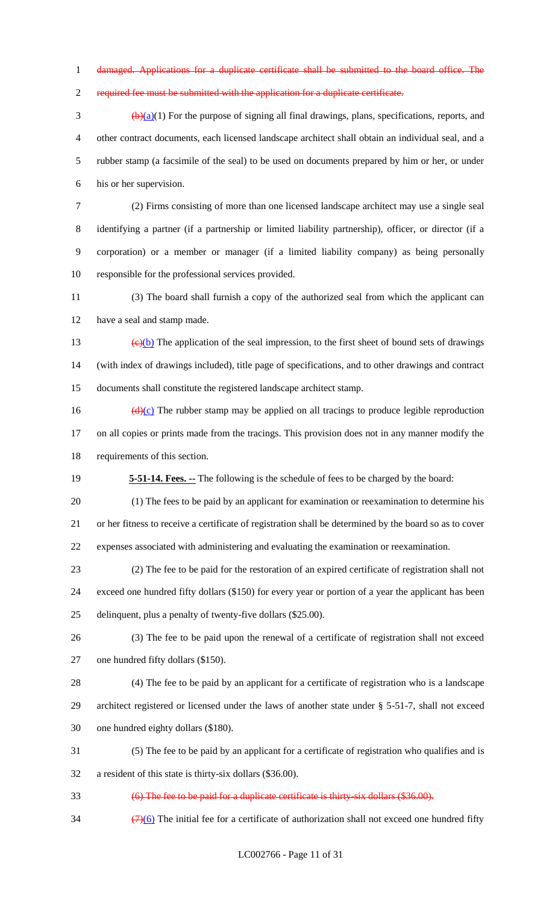~~damaged. Applications for a duplicate certificate shall be submitted to the board office. The required fee must be submitted with the application for a duplicate certificate.~~

~~(b)~~(a)(1) For the purpose of signing all final drawings, plans, specifications, reports, and other contract documents, each licensed landscape architect shall obtain an individual seal, and a rubber stamp (a facsimile of the seal) to be used on documents prepared by him or her, or under his or her supervision.

(2) Firms consisting of more than one licensed landscape architect may use a single seal identifying a partner (if a partnership or limited liability partnership), officer, or director (if a corporation) or a member or manager (if a limited liability company) as being personally responsible for the professional services provided.

(3) The board shall furnish a copy of the authorized seal from which the applicant can have a seal and stamp made.

~~(c)~~(b) The application of the seal impression, to the first sheet of bound sets of drawings (with index of drawings included), title page of specifications, and to other drawings and contract documents shall constitute the registered landscape architect stamp.

~~(d)~~(c) The rubber stamp may be applied on all tracings to produce legible reproduction on all copies or prints made from the tracings. This provision does not in any manner modify the requirements of this section.

**5-51-14. Fees. --** The following is the schedule of fees to be charged by the board:

(1) The fees to be paid by an applicant for examination or reexamination to determine his or her fitness to receive a certificate of registration shall be determined by the board so as to cover expenses associated with administering and evaluating the examination or reexamination.

(2) The fee to be paid for the restoration of an expired certificate of registration shall not exceed one hundred fifty dollars ($150) for every year or portion of a year the applicant has been delinquent, plus a penalty of twenty-five dollars ($25.00).

(3) The fee to be paid upon the renewal of a certificate of registration shall not exceed one hundred fifty dollars ($150).

(4) The fee to be paid by an applicant for a certificate of registration who is a landscape architect registered or licensed under the laws of another state under § 5-51-7, shall not exceed one hundred eighty dollars ($180).

(5) The fee to be paid by an applicant for a certificate of registration who qualifies and is a resident of this state is thirty-six dollars ($36.00).

~~(6) The fee to be paid for a duplicate certificate is thirty-six dollars ($36.00).~~

~~(7)~~(6) The initial fee for a certificate of authorization shall not exceed one hundred fifty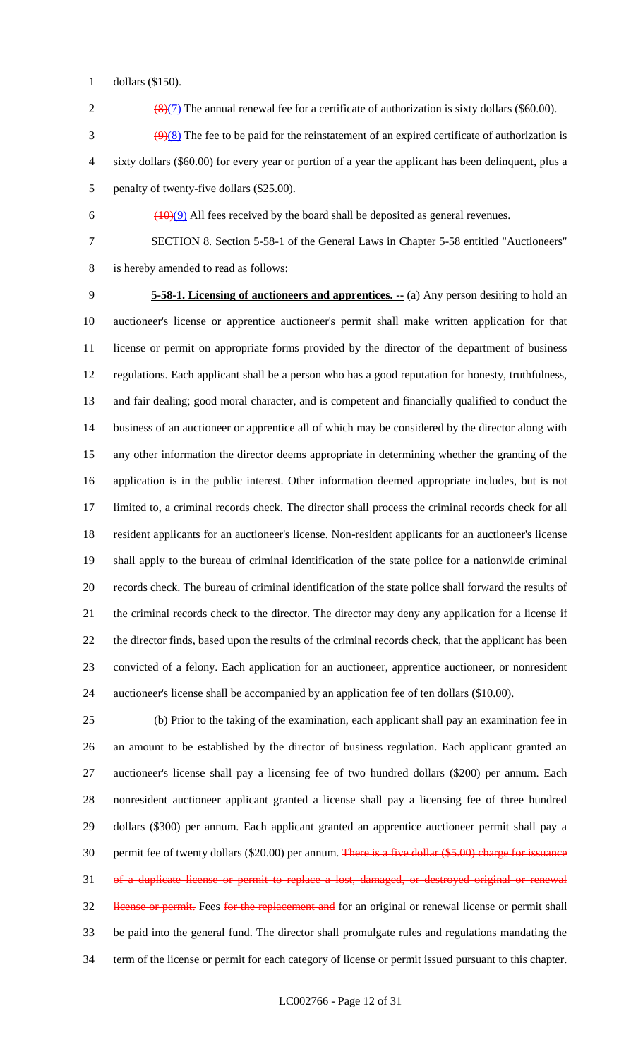dollars ($150).

~~(8)~~(7) The annual renewal fee for a certificate of authorization is sixty dollars ($60.00).

~~(9)~~(8) The fee to be paid for the reinstatement of an expired certificate of authorization is sixty dollars ($60.00) for every year or portion of a year the applicant has been delinquent, plus a penalty of twenty-five dollars ($25.00).

~~(10)~~(9) All fees received by the board shall be deposited as general revenues.

SECTION 8. Section 5-58-1 of the General Laws in Chapter 5-58 entitled "Auctioneers" is hereby amended to read as follows:

**5-58-1. Licensing of auctioneers and apprentices. --** (a) Any person desiring to hold an auctioneer's license or apprentice auctioneer's permit shall make written application for that license or permit on appropriate forms provided by the director of the department of business regulations. Each applicant shall be a person who has a good reputation for honesty, truthfulness, and fair dealing; good moral character, and is competent and financially qualified to conduct the business of an auctioneer or apprentice all of which may be considered by the director along with any other information the director deems appropriate in determining whether the granting of the application is in the public interest. Other information deemed appropriate includes, but is not limited to, a criminal records check. The director shall process the criminal records check for all resident applicants for an auctioneer's license. Non-resident applicants for an auctioneer's license shall apply to the bureau of criminal identification of the state police for a nationwide criminal records check. The bureau of criminal identification of the state police shall forward the results of the criminal records check to the director. The director may deny any application for a license if the director finds, based upon the results of the criminal records check, that the applicant has been convicted of a felony. Each application for an auctioneer, apprentice auctioneer, or nonresident auctioneer's license shall be accompanied by an application fee of ten dollars ($10.00).

(b) Prior to the taking of the examination, each applicant shall pay an examination fee in an amount to be established by the director of business regulation. Each applicant granted an auctioneer's license shall pay a licensing fee of two hundred dollars ($200) per annum. Each nonresident auctioneer applicant granted a license shall pay a licensing fee of three hundred dollars ($300) per annum. Each applicant granted an apprentice auctioneer permit shall pay a permit fee of twenty dollars ($20.00) per annum. ~~There is a five dollar ($5.00) charge for issuance of a duplicate license or permit to replace a lost, damaged, or destroyed original or renewal license or permit.~~ Fees ~~for the replacement and~~ for an original or renewal license or permit shall be paid into the general fund. The director shall promulgate rules and regulations mandating the term of the license or permit for each category of license or permit issued pursuant to this chapter.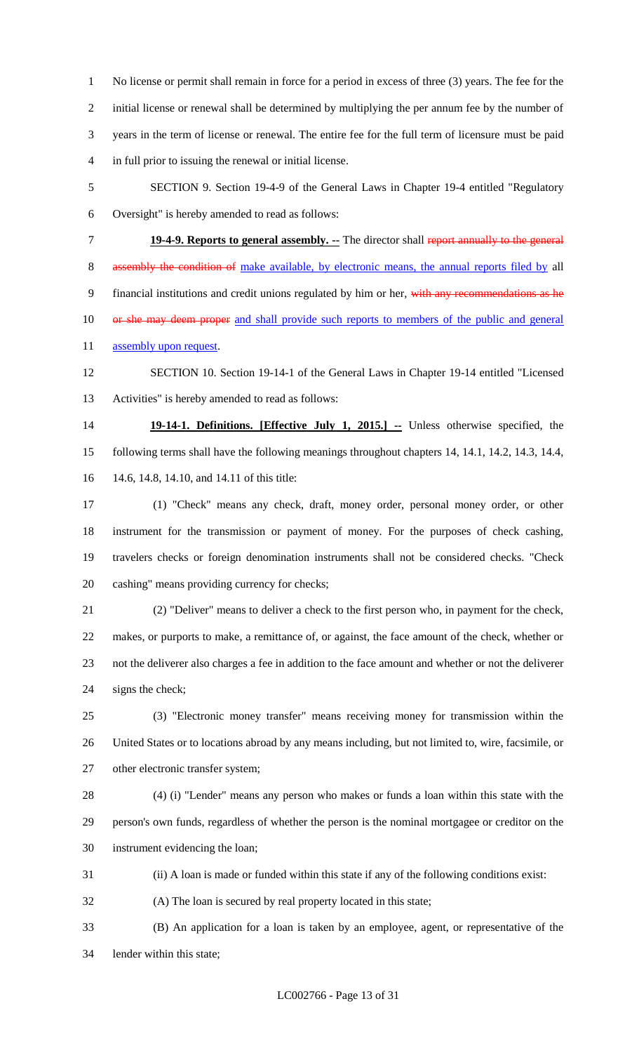No license or permit shall remain in force for a period in excess of three (3) years. The fee for the initial license or renewal shall be determined by multiplying the per annum fee by the number of years in the term of license or renewal. The entire fee for the full term of licensure must be paid in full prior to issuing the renewal or initial license.

SECTION 9. Section 19-4-9 of the General Laws in Chapter 19-4 entitled "Regulatory Oversight" is hereby amended to read as follows:

**19-4-9. Reports to general assembly. --** The director shall ~~report annually to the general assembly the condition of~~ <u>make available, by electronic means, the annual reports filed by</u> all financial institutions and credit unions regulated by him or her, ~~with any recommendations as he or she may deem proper~~ <u>and shall provide such reports to members of the public and general assembly upon request</u>.

SECTION 10. Section 19-14-1 of the General Laws in Chapter 19-14 entitled "Licensed Activities" is hereby amended to read as follows:

**19-14-1. Definitions. [Effective July 1, 2015.] --** Unless otherwise specified, the following terms shall have the following meanings throughout chapters 14, 14.1, 14.2, 14.3, 14.4, 14.6, 14.8, 14.10, and 14.11 of this title:

(1) "Check" means any check, draft, money order, personal money order, or other instrument for the transmission or payment of money. For the purposes of check cashing, travelers checks or foreign denomination instruments shall not be considered checks. "Check cashing" means providing currency for checks;

(2) "Deliver" means to deliver a check to the first person who, in payment for the check, makes, or purports to make, a remittance of, or against, the face amount of the check, whether or not the deliverer also charges a fee in addition to the face amount and whether or not the deliverer signs the check;

(3) "Electronic money transfer" means receiving money for transmission within the United States or to locations abroad by any means including, but not limited to, wire, facsimile, or other electronic transfer system;

(4) (i) "Lender" means any person who makes or funds a loan within this state with the person's own funds, regardless of whether the person is the nominal mortgagee or creditor on the instrument evidencing the loan;

(ii) A loan is made or funded within this state if any of the following conditions exist:

(A) The loan is secured by real property located in this state;

(B) An application for a loan is taken by an employee, agent, or representative of the lender within this state;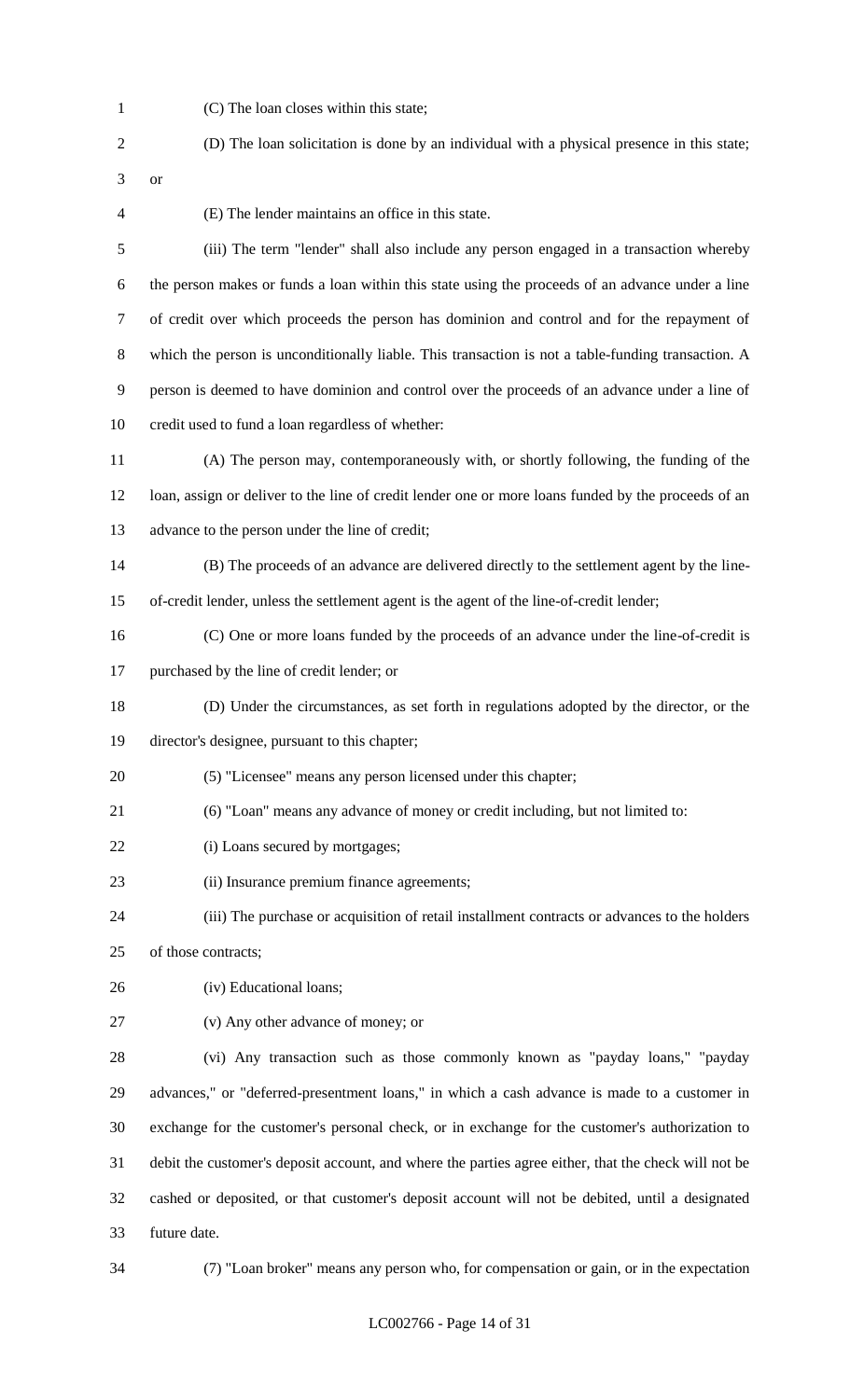(C) The loan closes within this state;

(D) The loan solicitation is done by an individual with a physical presence in this state; or

(E) The lender maintains an office in this state.

(iii) The term "lender" shall also include any person engaged in a transaction whereby the person makes or funds a loan within this state using the proceeds of an advance under a line of credit over which proceeds the person has dominion and control and for the repayment of which the person is unconditionally liable. This transaction is not a table-funding transaction. A person is deemed to have dominion and control over the proceeds of an advance under a line of credit used to fund a loan regardless of whether:

(A) The person may, contemporaneously with, or shortly following, the funding of the loan, assign or deliver to the line of credit lender one or more loans funded by the proceeds of an advance to the person under the line of credit;

(B) The proceeds of an advance are delivered directly to the settlement agent by the line-of-credit lender, unless the settlement agent is the agent of the line-of-credit lender;

(C) One or more loans funded by the proceeds of an advance under the line-of-credit is purchased by the line of credit lender; or

(D) Under the circumstances, as set forth in regulations adopted by the director, or the director's designee, pursuant to this chapter;

(5) "Licensee" means any person licensed under this chapter;

(6) "Loan" means any advance of money or credit including, but not limited to:

(i) Loans secured by mortgages;

(ii) Insurance premium finance agreements;

(iii) The purchase or acquisition of retail installment contracts or advances to the holders of those contracts;

(iv) Educational loans;

(v) Any other advance of money; or

(vi) Any transaction such as those commonly known as "payday loans," "payday advances," or "deferred-presentment loans," in which a cash advance is made to a customer in exchange for the customer's personal check, or in exchange for the customer's authorization to debit the customer's deposit account, and where the parties agree either, that the check will not be cashed or deposited, or that customer's deposit account will not be debited, until a designated future date.

(7) "Loan broker" means any person who, for compensation or gain, or in the expectation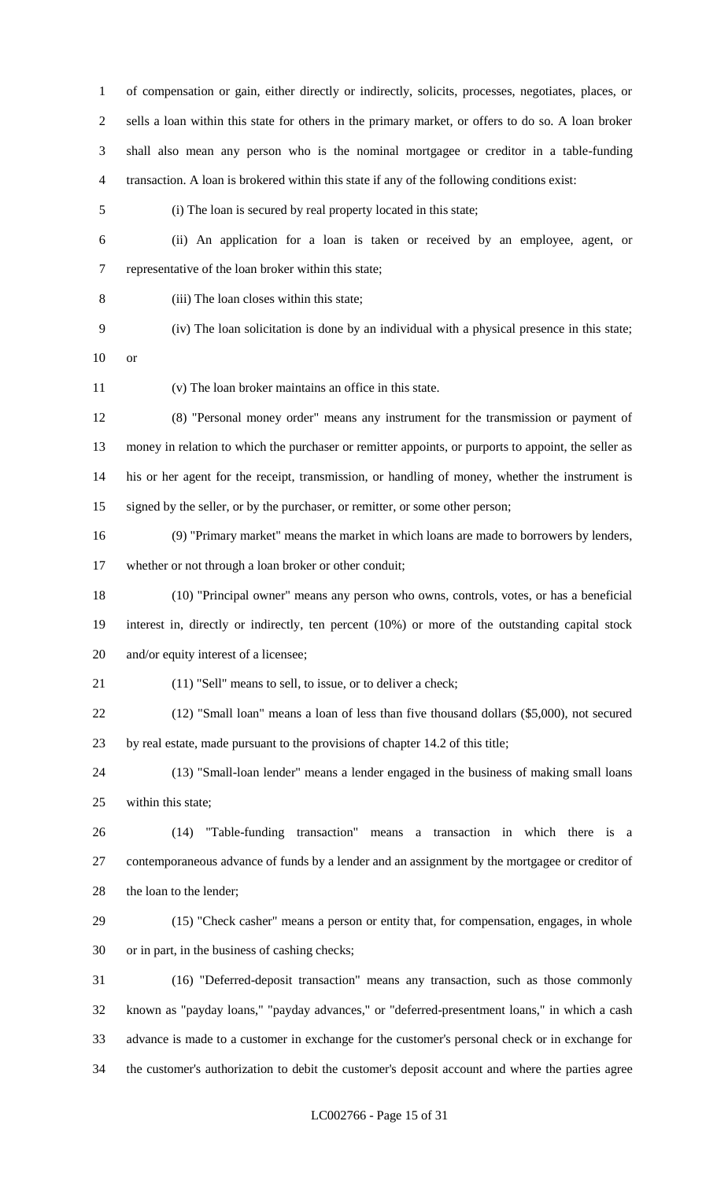of compensation or gain, either directly or indirectly, solicits, processes, negotiates, places, or sells a loan within this state for others in the primary market, or offers to do so. A loan broker shall also mean any person who is the nominal mortgagee or creditor in a table-funding transaction. A loan is brokered within this state if any of the following conditions exist:

(i) The loan is secured by real property located in this state;

(ii) An application for a loan is taken or received by an employee, agent, or representative of the loan broker within this state;

(iii) The loan closes within this state;

(iv) The loan solicitation is done by an individual with a physical presence in this state; or

(v) The loan broker maintains an office in this state.

(8) "Personal money order" means any instrument for the transmission or payment of money in relation to which the purchaser or remitter appoints, or purports to appoint, the seller as his or her agent for the receipt, transmission, or handling of money, whether the instrument is signed by the seller, or by the purchaser, or remitter, or some other person;

(9) "Primary market" means the market in which loans are made to borrowers by lenders, whether or not through a loan broker or other conduit;

(10) "Principal owner" means any person who owns, controls, votes, or has a beneficial interest in, directly or indirectly, ten percent (10%) or more of the outstanding capital stock and/or equity interest of a licensee;

(11) "Sell" means to sell, to issue, or to deliver a check;

(12) "Small loan" means a loan of less than five thousand dollars ($5,000), not secured by real estate, made pursuant to the provisions of chapter 14.2 of this title;

(13) "Small-loan lender" means a lender engaged in the business of making small loans within this state;

(14) "Table-funding transaction" means a transaction in which there is a contemporaneous advance of funds by a lender and an assignment by the mortgagee or creditor of the loan to the lender;

(15) "Check casher" means a person or entity that, for compensation, engages, in whole or in part, in the business of cashing checks;

(16) "Deferred-deposit transaction" means any transaction, such as those commonly known as "payday loans," "payday advances," or "deferred-presentment loans," in which a cash advance is made to a customer in exchange for the customer's personal check or in exchange for the customer's authorization to debit the customer's deposit account and where the parties agree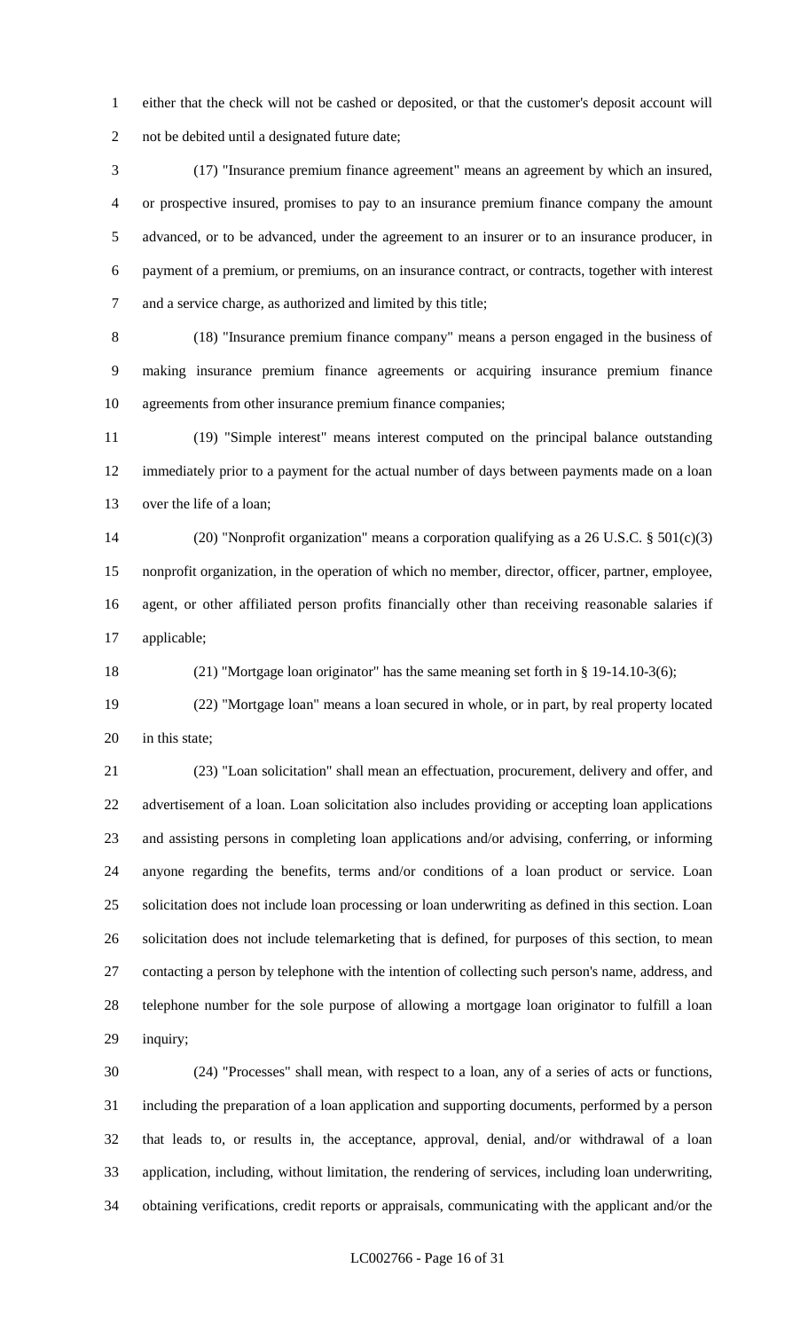either that the check will not be cashed or deposited, or that the customer's deposit account will not be debited until a designated future date;

(17) "Insurance premium finance agreement" means an agreement by which an insured, or prospective insured, promises to pay to an insurance premium finance company the amount advanced, or to be advanced, under the agreement to an insurer or to an insurance producer, in payment of a premium, or premiums, on an insurance contract, or contracts, together with interest and a service charge, as authorized and limited by this title;

(18) "Insurance premium finance company" means a person engaged in the business of making insurance premium finance agreements or acquiring insurance premium finance agreements from other insurance premium finance companies;

(19) "Simple interest" means interest computed on the principal balance outstanding immediately prior to a payment for the actual number of days between payments made on a loan over the life of a loan;

(20) "Nonprofit organization" means a corporation qualifying as a 26 U.S.C. § 501(c)(3) nonprofit organization, in the operation of which no member, director, officer, partner, employee, agent, or other affiliated person profits financially other than receiving reasonable salaries if applicable;

(21) "Mortgage loan originator" has the same meaning set forth in § 19-14.10-3(6);

(22) "Mortgage loan" means a loan secured in whole, or in part, by real property located in this state;

(23) "Loan solicitation" shall mean an effectuation, procurement, delivery and offer, and advertisement of a loan. Loan solicitation also includes providing or accepting loan applications and assisting persons in completing loan applications and/or advising, conferring, or informing anyone regarding the benefits, terms and/or conditions of a loan product or service. Loan solicitation does not include loan processing or loan underwriting as defined in this section. Loan solicitation does not include telemarketing that is defined, for purposes of this section, to mean contacting a person by telephone with the intention of collecting such person's name, address, and telephone number for the sole purpose of allowing a mortgage loan originator to fulfill a loan inquiry;

(24) "Processes" shall mean, with respect to a loan, any of a series of acts or functions, including the preparation of a loan application and supporting documents, performed by a person that leads to, or results in, the acceptance, approval, denial, and/or withdrawal of a loan application, including, without limitation, the rendering of services, including loan underwriting, obtaining verifications, credit reports or appraisals, communicating with the applicant and/or the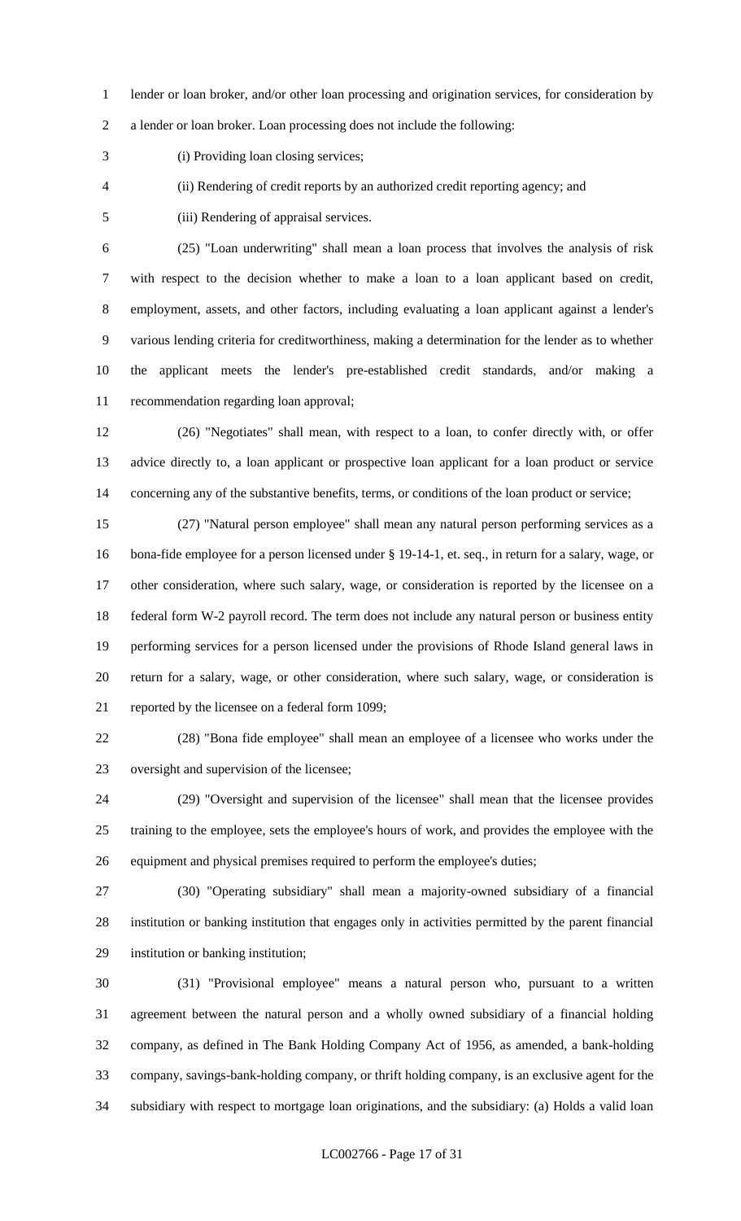lender or loan broker, and/or other loan processing and origination services, for consideration by a lender or loan broker. Loan processing does not include the following:

(i) Providing loan closing services;

(ii) Rendering of credit reports by an authorized credit reporting agency; and

(iii) Rendering of appraisal services.

(25) "Loan underwriting" shall mean a loan process that involves the analysis of risk with respect to the decision whether to make a loan to a loan applicant based on credit, employment, assets, and other factors, including evaluating a loan applicant against a lender's various lending criteria for creditworthiness, making a determination for the lender as to whether the applicant meets the lender's pre-established credit standards, and/or making a recommendation regarding loan approval;

(26) "Negotiates" shall mean, with respect to a loan, to confer directly with, or offer advice directly to, a loan applicant or prospective loan applicant for a loan product or service concerning any of the substantive benefits, terms, or conditions of the loan product or service;

(27) "Natural person employee" shall mean any natural person performing services as a bona-fide employee for a person licensed under § 19-14-1, et. seq., in return for a salary, wage, or other consideration, where such salary, wage, or consideration is reported by the licensee on a federal form W-2 payroll record. The term does not include any natural person or business entity performing services for a person licensed under the provisions of Rhode Island general laws in return for a salary, wage, or other consideration, where such salary, wage, or consideration is reported by the licensee on a federal form 1099;

(28) "Bona fide employee" shall mean an employee of a licensee who works under the oversight and supervision of the licensee;

(29) "Oversight and supervision of the licensee" shall mean that the licensee provides training to the employee, sets the employee's hours of work, and provides the employee with the equipment and physical premises required to perform the employee's duties;

(30) "Operating subsidiary" shall mean a majority-owned subsidiary of a financial institution or banking institution that engages only in activities permitted by the parent financial institution or banking institution;

(31) "Provisional employee" means a natural person who, pursuant to a written agreement between the natural person and a wholly owned subsidiary of a financial holding company, as defined in The Bank Holding Company Act of 1956, as amended, a bank-holding company, savings-bank-holding company, or thrift holding company, is an exclusive agent for the subsidiary with respect to mortgage loan originations, and the subsidiary: (a) Holds a valid loan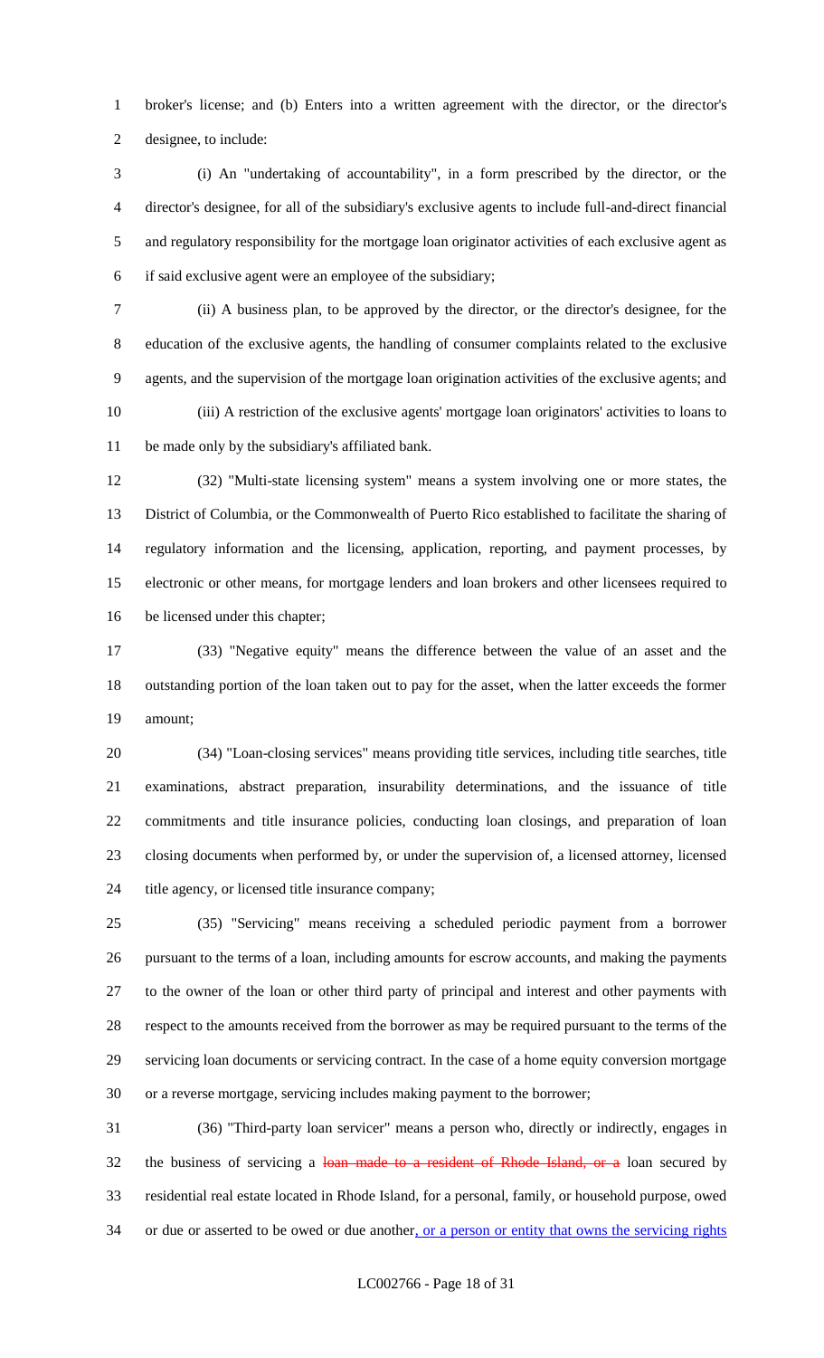broker's license; and (b) Enters into a written agreement with the director, or the director's designee, to include:

(i) An "undertaking of accountability", in a form prescribed by the director, or the director's designee, for all of the subsidiary's exclusive agents to include full-and-direct financial and regulatory responsibility for the mortgage loan originator activities of each exclusive agent as if said exclusive agent were an employee of the subsidiary;

(ii) A business plan, to be approved by the director, or the director's designee, for the education of the exclusive agents, the handling of consumer complaints related to the exclusive agents, and the supervision of the mortgage loan origination activities of the exclusive agents; and

(iii) A restriction of the exclusive agents' mortgage loan originators' activities to loans to be made only by the subsidiary's affiliated bank.

(32) "Multi-state licensing system" means a system involving one or more states, the District of Columbia, or the Commonwealth of Puerto Rico established to facilitate the sharing of regulatory information and the licensing, application, reporting, and payment processes, by electronic or other means, for mortgage lenders and loan brokers and other licensees required to be licensed under this chapter;

(33) "Negative equity" means the difference between the value of an asset and the outstanding portion of the loan taken out to pay for the asset, when the latter exceeds the former amount;

(34) "Loan-closing services" means providing title services, including title searches, title examinations, abstract preparation, insurability determinations, and the issuance of title commitments and title insurance policies, conducting loan closings, and preparation of loan closing documents when performed by, or under the supervision of, a licensed attorney, licensed title agency, or licensed title insurance company;

(35) "Servicing" means receiving a scheduled periodic payment from a borrower pursuant to the terms of a loan, including amounts for escrow accounts, and making the payments to the owner of the loan or other third party of principal and interest and other payments with respect to the amounts received from the borrower as may be required pursuant to the terms of the servicing loan documents or servicing contract. In the case of a home equity conversion mortgage or a reverse mortgage, servicing includes making payment to the borrower;

(36) "Third-party loan servicer" means a person who, directly or indirectly, engages in the business of servicing a ~~loan made to a resident of Rhode Island, or a~~ loan secured by residential real estate located in Rhode Island, for a personal, family, or household purpose, owed or due or asserted to be owed or due another, or a person or entity that owns the servicing rights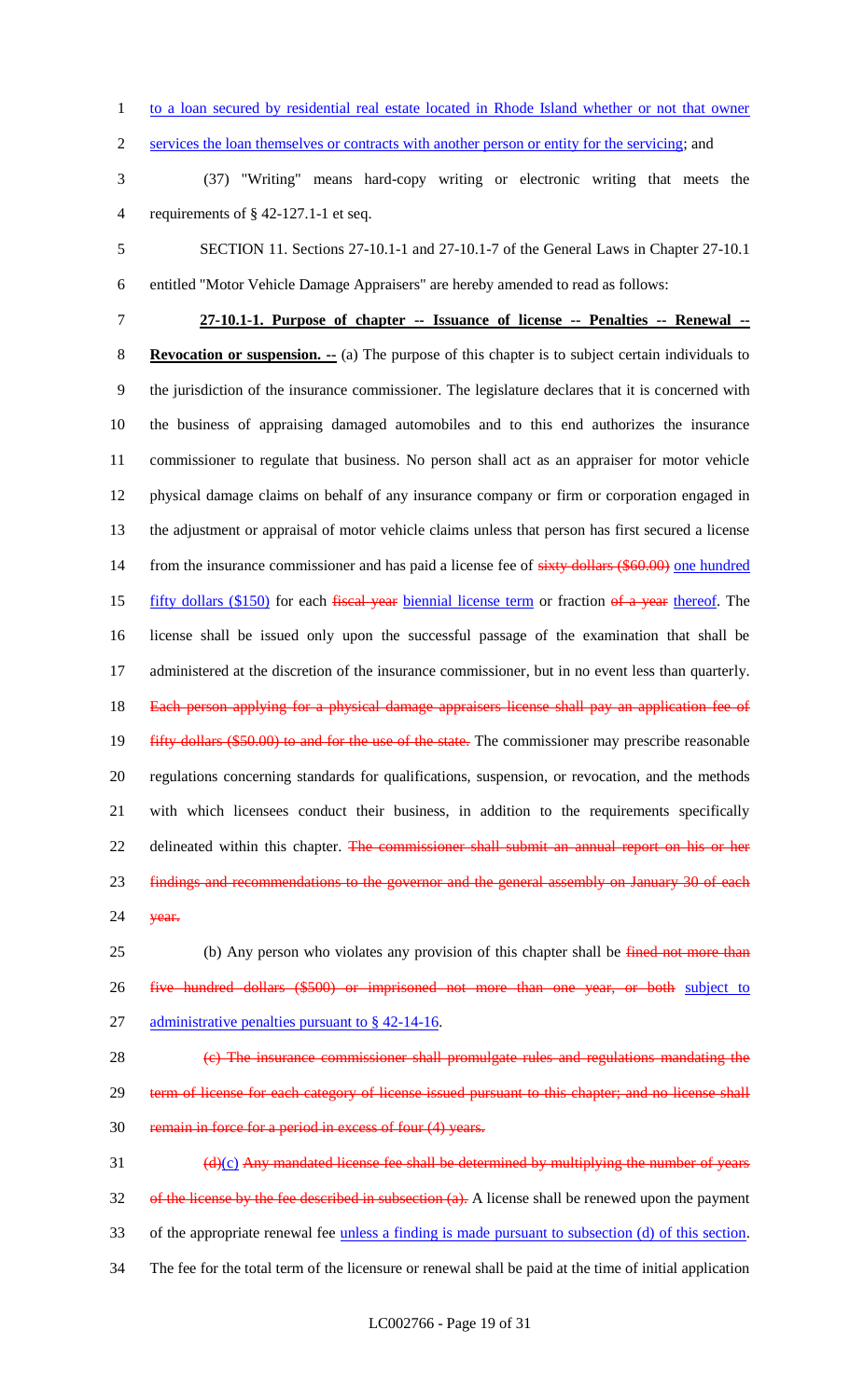to a loan secured by residential real estate located in Rhode Island whether or not that owner services the loan themselves or contracts with another person or entity for the servicing; and

(37) "Writing" means hard-copy writing or electronic writing that meets the requirements of § 42-127.1-1 et seq.

SECTION 11. Sections 27-10.1-1 and 27-10.1-7 of the General Laws in Chapter 27-10.1 entitled "Motor Vehicle Damage Appraisers" are hereby amended to read as follows:

**27-10.1-1. Purpose of chapter -- Issuance of license -- Penalties -- Renewal -- Revocation or suspension. --** (a) The purpose of this chapter is to subject certain individuals to the jurisdiction of the insurance commissioner. The legislature declares that it is concerned with the business of appraising damaged automobiles and to this end authorizes the insurance commissioner to regulate that business. No person shall act as an appraiser for motor vehicle physical damage claims on behalf of any insurance company or firm or corporation engaged in the adjustment or appraisal of motor vehicle claims unless that person has first secured a license from the insurance commissioner and has paid a license fee of ~~sixty dollars ($60.00)~~ one hundred fifty dollars ($150) for each ~~fiscal year~~ biennial license term or fraction ~~of a year~~ thereof. The license shall be issued only upon the successful passage of the examination that shall be administered at the discretion of the insurance commissioner, but in no event less than quarterly. ~~Each person applying for a physical damage appraisers license shall pay an application fee of fifty dollars ($50.00) to and for the use of the state.~~ The commissioner may prescribe reasonable regulations concerning standards for qualifications, suspension, or revocation, and the methods with which licensees conduct their business, in addition to the requirements specifically delineated within this chapter. ~~The commissioner shall submit an annual report on his or her findings and recommendations to the governor and the general assembly on January 30 of each year.~~

(b) Any person who violates any provision of this chapter shall be ~~fined not more than five hundred dollars ($500) or imprisoned not more than one year, or both~~ subject to administrative penalties pursuant to § 42-14-16.

~~(c) The insurance commissioner shall promulgate rules and regulations mandating the term of license for each category of license issued pursuant to this chapter; and no license shall remain in force for a period in excess of four (4) years.~~

~~(d)~~(c) ~~Any mandated license fee shall be determined by multiplying the number of years of the license by the fee described in subsection (a).~~ A license shall be renewed upon the payment of the appropriate renewal fee unless a finding is made pursuant to subsection (d) of this section. The fee for the total term of the licensure or renewal shall be paid at the time of initial application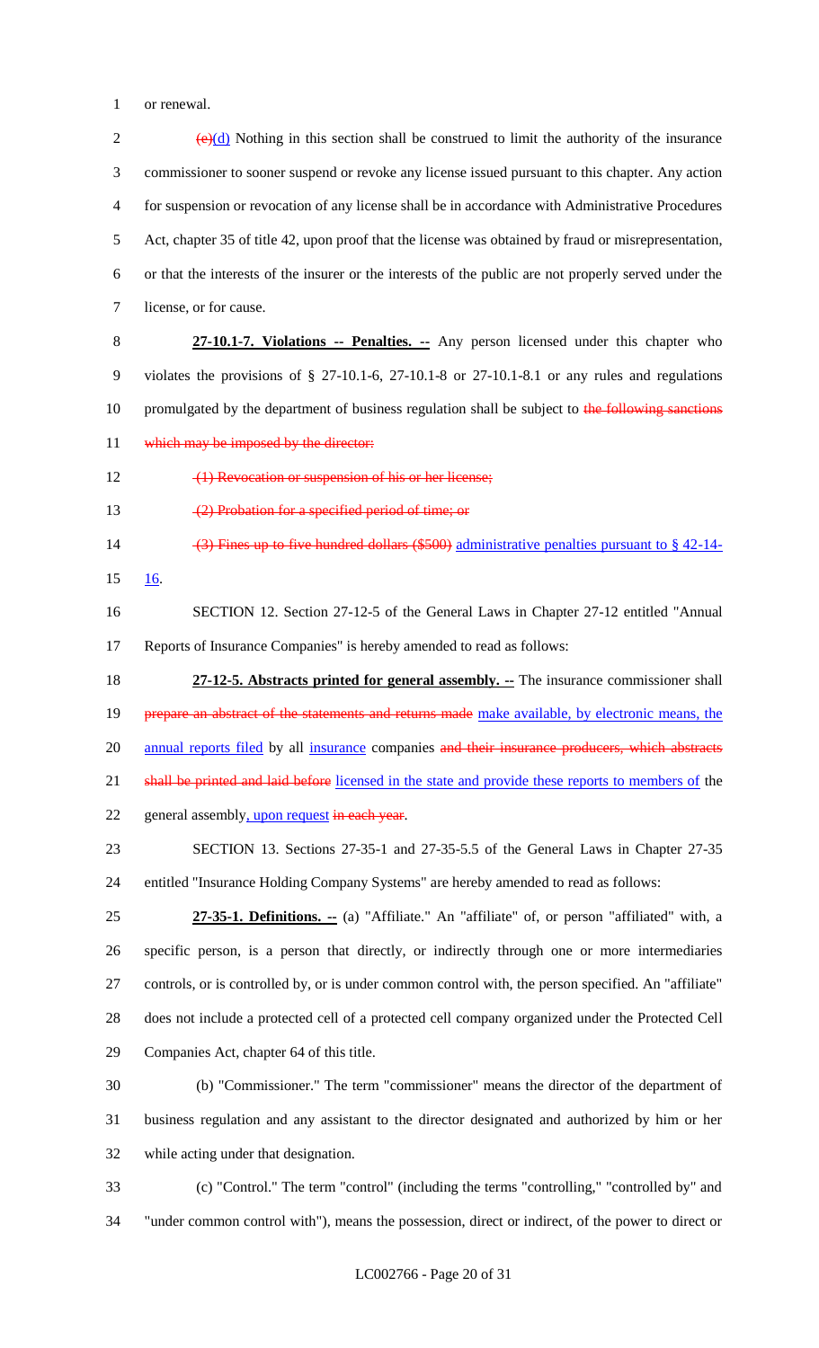or renewal.

~~(e)~~(d) Nothing in this section shall be construed to limit the authority of the insurance commissioner to sooner suspend or revoke any license issued pursuant to this chapter. Any action for suspension or revocation of any license shall be in accordance with Administrative Procedures Act, chapter 35 of title 42, upon proof that the license was obtained by fraud or misrepresentation, or that the interests of the insurer or the interests of the public are not properly served under the license, or for cause.

**27-10.1-7. Violations -- Penalties. --** Any person licensed under this chapter who violates the provisions of § 27-10.1-6, 27-10.1-8 or 27-10.1-8.1 or any rules and regulations promulgated by the department of business regulation shall be subject to ~~the following sanctions which may be imposed by the director:~~

~~(1) Revocation or suspension of his or her license;~~

~~(2) Probation for a specified period of time; or~~

~~(3) Fines up to five hundred dollars ($500)~~ administrative penalties pursuant to § 42-14-16.

SECTION 12. Section 27-12-5 of the General Laws in Chapter 27-12 entitled "Annual Reports of Insurance Companies" is hereby amended to read as follows:

**27-12-5. Abstracts printed for general assembly. --** The insurance commissioner shall ~~prepare an abstract of the statements and returns made~~ make available, by electronic means, the annual reports filed by all insurance companies ~~and their insurance producers, which abstracts shall be printed and laid before~~ licensed in the state and provide these reports to members of the general assembly, upon request ~~in each year~~.

SECTION 13. Sections 27-35-1 and 27-35-5.5 of the General Laws in Chapter 27-35 entitled "Insurance Holding Company Systems" are hereby amended to read as follows:

**27-35-1. Definitions. --** (a) "Affiliate." An "affiliate" of, or person "affiliated" with, a specific person, is a person that directly, or indirectly through one or more intermediaries controls, or is controlled by, or is under common control with, the person specified. An "affiliate" does not include a protected cell of a protected cell company organized under the Protected Cell Companies Act, chapter 64 of this title.

(b) "Commissioner." The term "commissioner" means the director of the department of business regulation and any assistant to the director designated and authorized by him or her while acting under that designation.

(c) "Control." The term "control" (including the terms "controlling," "controlled by" and "under common control with"), means the possession, direct or indirect, of the power to direct or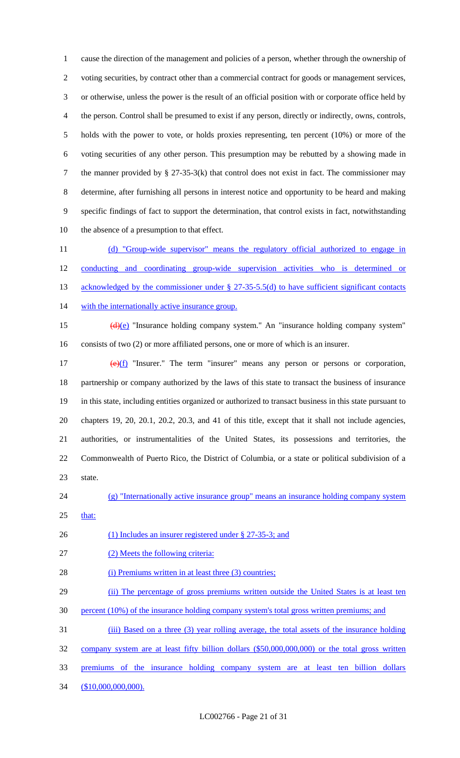cause the direction of the management and policies of a person, whether through the ownership of voting securities, by contract other than a commercial contract for goods or management services, or otherwise, unless the power is the result of an official position with or corporate office held by the person. Control shall be presumed to exist if any person, directly or indirectly, owns, controls, holds with the power to vote, or holds proxies representing, ten percent (10%) or more of the voting securities of any other person. This presumption may be rebutted by a showing made in the manner provided by § 27-35-3(k) that control does not exist in fact. The commissioner may determine, after furnishing all persons in interest notice and opportunity to be heard and making specific findings of fact to support the determination, that control exists in fact, notwithstanding the absence of a presumption to that effect.

(d) "Group-wide supervisor" means the regulatory official authorized to engage in conducting and coordinating group-wide supervision activities who is determined or acknowledged by the commissioner under § 27-35-5.5(d) to have sufficient significant contacts with the internationally active insurance group.

~~(d)~~(e) "Insurance holding company system." An "insurance holding company system" consists of two (2) or more affiliated persons, one or more of which is an insurer.

~~(e)~~(f) "Insurer." The term "insurer" means any person or persons or corporation, partnership or company authorized by the laws of this state to transact the business of insurance in this state, including entities organized or authorized to transact business in this state pursuant to chapters 19, 20, 20.1, 20.2, 20.3, and 41 of this title, except that it shall not include agencies, authorities, or instrumentalities of the United States, its possessions and territories, the Commonwealth of Puerto Rico, the District of Columbia, or a state or political subdivision of a state.

(g) "Internationally active insurance group" means an insurance holding company system that:

(1) Includes an insurer registered under § 27-35-3; and

(2) Meets the following criteria:

(i) Premiums written in at least three (3) countries;

(ii) The percentage of gross premiums written outside the United States is at least ten percent (10%) of the insurance holding company system's total gross written premiums; and

(iii) Based on a three (3) year rolling average, the total assets of the insurance holding company system are at least fifty billion dollars ($50,000,000,000) or the total gross written premiums of the insurance holding company system are at least ten billion dollars ($10,000,000,000).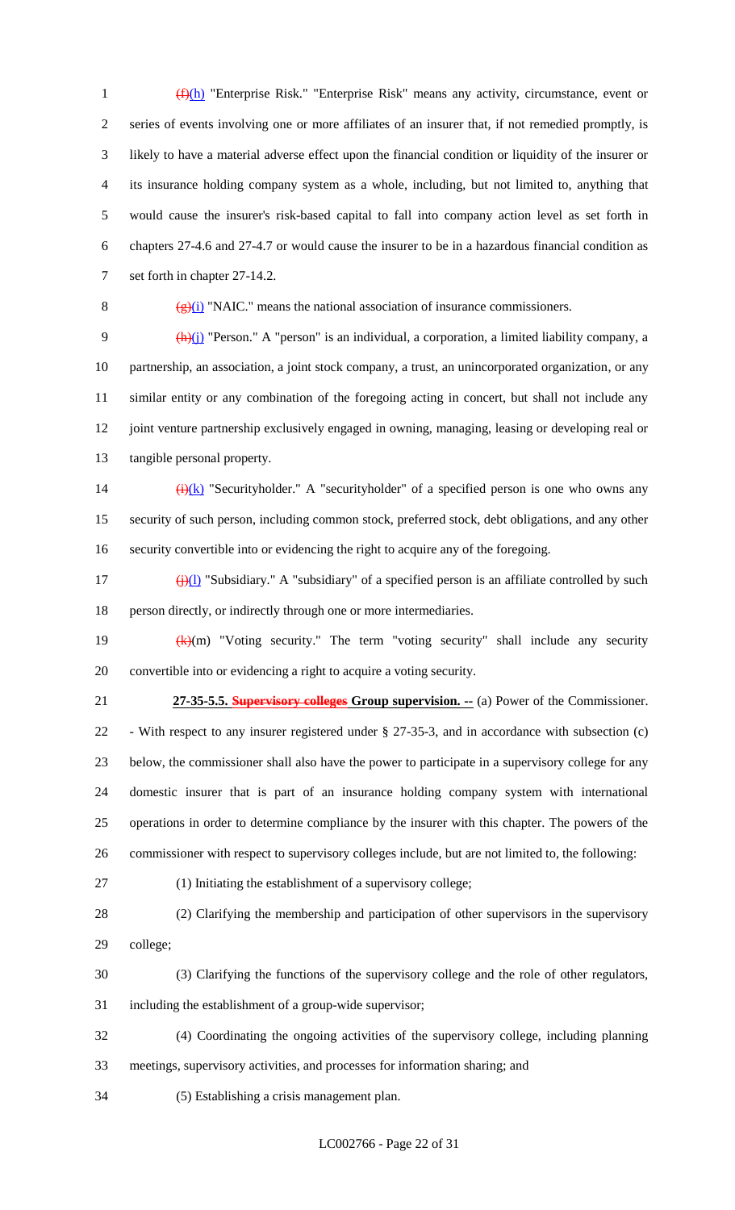(f)(h) "Enterprise Risk." "Enterprise Risk" means any activity, circumstance, event or series of events involving one or more affiliates of an insurer that, if not remedied promptly, is likely to have a material adverse effect upon the financial condition or liquidity of the insurer or its insurance holding company system as a whole, including, but not limited to, anything that would cause the insurer's risk-based capital to fall into company action level as set forth in chapters 27-4.6 and 27-4.7 or would cause the insurer to be in a hazardous financial condition as set forth in chapter 27-14.2.

(g)(i) "NAIC." means the national association of insurance commissioners.

(h)(j) "Person." A "person" is an individual, a corporation, a limited liability company, a partnership, an association, a joint stock company, a trust, an unincorporated organization, or any similar entity or any combination of the foregoing acting in concert, but shall not include any joint venture partnership exclusively engaged in owning, managing, leasing or developing real or tangible personal property.

(i)(k) "Securityholder." A "securityholder" of a specified person is one who owns any security of such person, including common stock, preferred stock, debt obligations, and any other security convertible into or evidencing the right to acquire any of the foregoing.

(j)(l) "Subsidiary." A "subsidiary" of a specified person is an affiliate controlled by such person directly, or indirectly through one or more intermediaries.

(k)(m) "Voting security." The term "voting security" shall include any security convertible into or evidencing a right to acquire a voting security.

**27-35-5.5. ~~Supervisory colleges~~ Group supervision. --** (a) Power of the Commissioner. - With respect to any insurer registered under § 27-35-3, and in accordance with subsection (c) below, the commissioner shall also have the power to participate in a supervisory college for any domestic insurer that is part of an insurance holding company system with international operations in order to determine compliance by the insurer with this chapter. The powers of the commissioner with respect to supervisory colleges include, but are not limited to, the following:

(1) Initiating the establishment of a supervisory college;

(2) Clarifying the membership and participation of other supervisors in the supervisory college;

(3) Clarifying the functions of the supervisory college and the role of other regulators, including the establishment of a group-wide supervisor;

(4) Coordinating the ongoing activities of the supervisory college, including planning meetings, supervisory activities, and processes for information sharing; and

(5) Establishing a crisis management plan.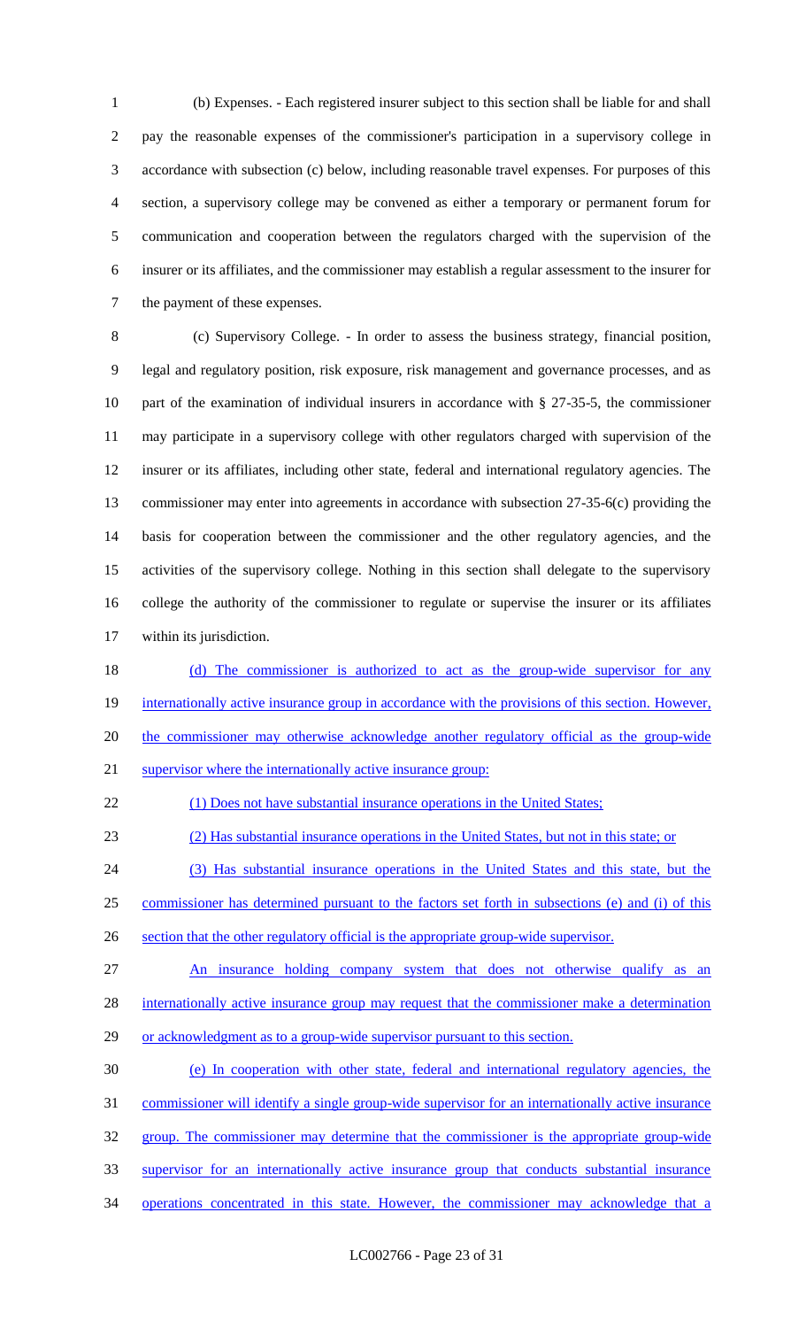(b) Expenses. - Each registered insurer subject to this section shall be liable for and shall pay the reasonable expenses of the commissioner's participation in a supervisory college in accordance with subsection (c) below, including reasonable travel expenses. For purposes of this section, a supervisory college may be convened as either a temporary or permanent forum for communication and cooperation between the regulators charged with the supervision of the insurer or its affiliates, and the commissioner may establish a regular assessment to the insurer for the payment of these expenses.

(c) Supervisory College. - In order to assess the business strategy, financial position, legal and regulatory position, risk exposure, risk management and governance processes, and as part of the examination of individual insurers in accordance with § 27-35-5, the commissioner may participate in a supervisory college with other regulators charged with supervision of the insurer or its affiliates, including other state, federal and international regulatory agencies. The commissioner may enter into agreements in accordance with subsection 27-35-6(c) providing the basis for cooperation between the commissioner and the other regulatory agencies, and the activities of the supervisory college. Nothing in this section shall delegate to the supervisory college the authority of the commissioner to regulate or supervise the insurer or its affiliates within its jurisdiction.

(d) The commissioner is authorized to act as the group-wide supervisor for any internationally active insurance group in accordance with the provisions of this section. However, the commissioner may otherwise acknowledge another regulatory official as the group-wide supervisor where the internationally active insurance group:

(1) Does not have substantial insurance operations in the United States;

(2) Has substantial insurance operations in the United States, but not in this state; or

(3) Has substantial insurance operations in the United States and this state, but the commissioner has determined pursuant to the factors set forth in subsections (e) and (i) of this section that the other regulatory official is the appropriate group-wide supervisor.

An insurance holding company system that does not otherwise qualify as an internationally active insurance group may request that the commissioner make a determination or acknowledgment as to a group-wide supervisor pursuant to this section.

(e) In cooperation with other state, federal and international regulatory agencies, the commissioner will identify a single group-wide supervisor for an internationally active insurance group. The commissioner may determine that the commissioner is the appropriate group-wide supervisor for an internationally active insurance group that conducts substantial insurance operations concentrated in this state. However, the commissioner may acknowledge that a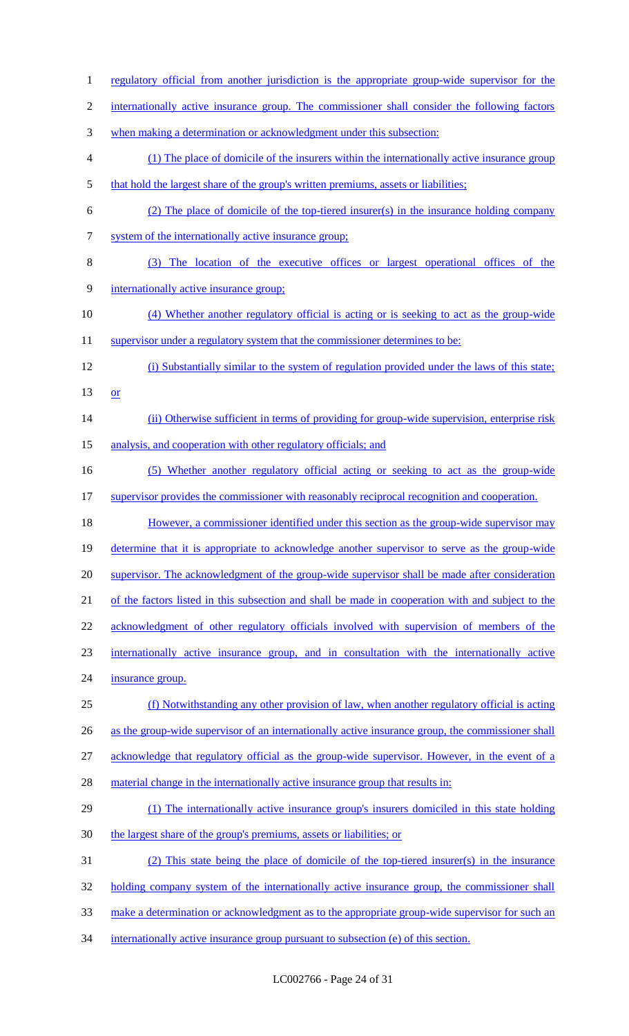regulatory official from another jurisdiction is the appropriate group-wide supervisor for the internationally active insurance group. The commissioner shall consider the following factors when making a determination or acknowledgment under this subsection:

(1) The place of domicile of the insurers within the internationally active insurance group that hold the largest share of the group's written premiums, assets or liabilities;

(2) The place of domicile of the top-tiered insurer(s) in the insurance holding company system of the internationally active insurance group;

(3) The location of the executive offices or largest operational offices of the internationally active insurance group;

(4) Whether another regulatory official is acting or is seeking to act as the group-wide supervisor under a regulatory system that the commissioner determines to be:

(i) Substantially similar to the system of regulation provided under the laws of this state; or

(ii) Otherwise sufficient in terms of providing for group-wide supervision, enterprise risk analysis, and cooperation with other regulatory officials; and

(5) Whether another regulatory official acting or seeking to act as the group-wide supervisor provides the commissioner with reasonably reciprocal recognition and cooperation.

However, a commissioner identified under this section as the group-wide supervisor may determine that it is appropriate to acknowledge another supervisor to serve as the group-wide supervisor. The acknowledgment of the group-wide supervisor shall be made after consideration of the factors listed in this subsection and shall be made in cooperation with and subject to the acknowledgment of other regulatory officials involved with supervision of members of the internationally active insurance group, and in consultation with the internationally active insurance group.

(f) Notwithstanding any other provision of law, when another regulatory official is acting as the group-wide supervisor of an internationally active insurance group, the commissioner shall acknowledge that regulatory official as the group-wide supervisor. However, in the event of a material change in the internationally active insurance group that results in:

(1) The internationally active insurance group's insurers domiciled in this state holding the largest share of the group's premiums, assets or liabilities; or

(2) This state being the place of domicile of the top-tiered insurer(s) in the insurance holding company system of the internationally active insurance group, the commissioner shall make a determination or acknowledgment as to the appropriate group-wide supervisor for such an internationally active insurance group pursuant to subsection (e) of this section.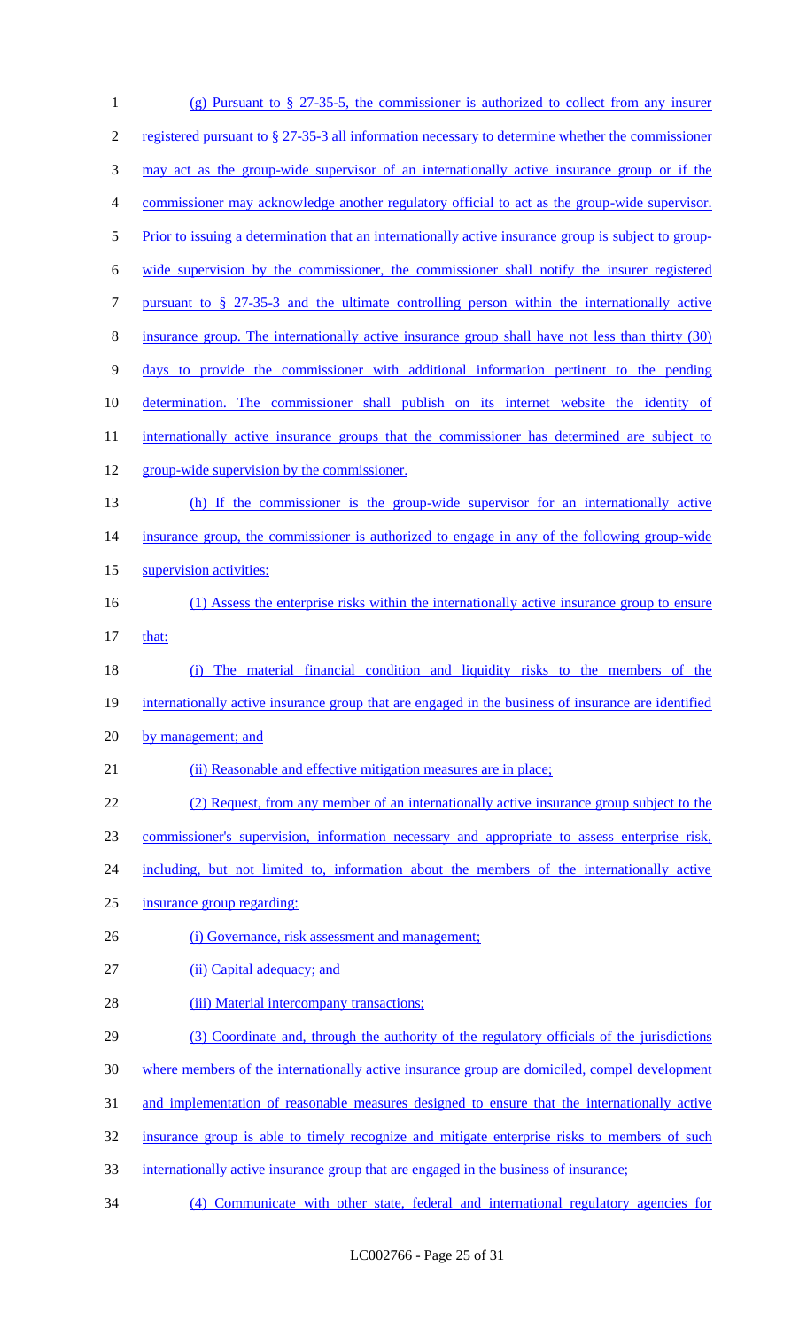(g) Pursuant to § 27-35-5, the commissioner is authorized to collect from any insurer registered pursuant to § 27-35-3 all information necessary to determine whether the commissioner may act as the group-wide supervisor of an internationally active insurance group or if the commissioner may acknowledge another regulatory official to act as the group-wide supervisor. Prior to issuing a determination that an internationally active insurance group is subject to group-wide supervision by the commissioner, the commissioner shall notify the insurer registered pursuant to § 27-35-3 and the ultimate controlling person within the internationally active insurance group. The internationally active insurance group shall have not less than thirty (30) days to provide the commissioner with additional information pertinent to the pending determination. The commissioner shall publish on its internet website the identity of internationally active insurance groups that the commissioner has determined are subject to group-wide supervision by the commissioner.

(h) If the commissioner is the group-wide supervisor for an internationally active insurance group, the commissioner is authorized to engage in any of the following group-wide supervision activities:

(1) Assess the enterprise risks within the internationally active insurance group to ensure that:

(i) The material financial condition and liquidity risks to the members of the internationally active insurance group that are engaged in the business of insurance are identified by management; and

(ii) Reasonable and effective mitigation measures are in place;

(2) Request, from any member of an internationally active insurance group subject to the commissioner's supervision, information necessary and appropriate to assess enterprise risk, including, but not limited to, information about the members of the internationally active insurance group regarding:

(i) Governance, risk assessment and management;

(ii) Capital adequacy; and

(iii) Material intercompany transactions;

(3) Coordinate and, through the authority of the regulatory officials of the jurisdictions where members of the internationally active insurance group are domiciled, compel development and implementation of reasonable measures designed to ensure that the internationally active insurance group is able to timely recognize and mitigate enterprise risks to members of such internationally active insurance group that are engaged in the business of insurance;

(4) Communicate with other state, federal and international regulatory agencies for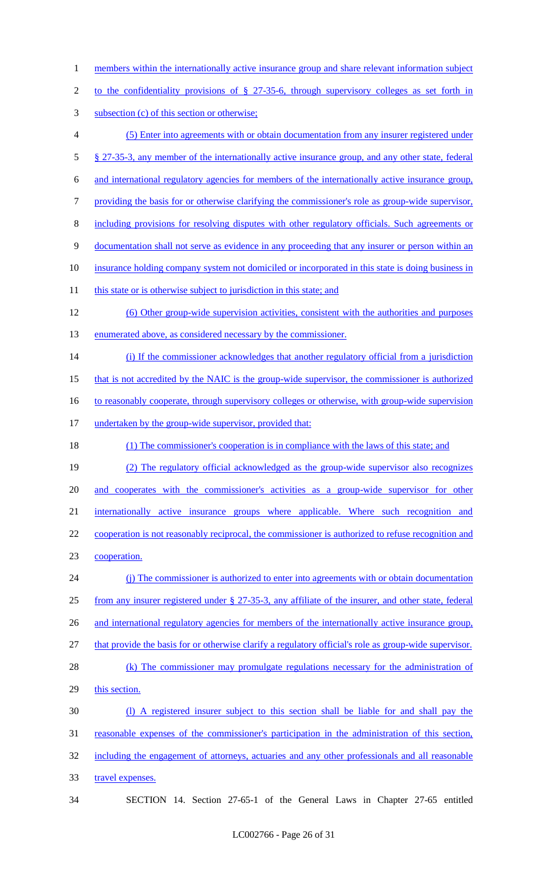members within the internationally active insurance group and share relevant information subject to the confidentiality provisions of § 27-35-6, through supervisory colleges as set forth in subsection (c) of this section or otherwise;

(5) Enter into agreements with or obtain documentation from any insurer registered under § 27-35-3, any member of the internationally active insurance group, and any other state, federal and international regulatory agencies for members of the internationally active insurance group, providing the basis for or otherwise clarifying the commissioner's role as group-wide supervisor, including provisions for resolving disputes with other regulatory officials. Such agreements or documentation shall not serve as evidence in any proceeding that any insurer or person within an insurance holding company system not domiciled or incorporated in this state is doing business in this state or is otherwise subject to jurisdiction in this state; and

(6) Other group-wide supervision activities, consistent with the authorities and purposes enumerated above, as considered necessary by the commissioner.

(i) If the commissioner acknowledges that another regulatory official from a jurisdiction that is not accredited by the NAIC is the group-wide supervisor, the commissioner is authorized to reasonably cooperate, through supervisory colleges or otherwise, with group-wide supervision undertaken by the group-wide supervisor, provided that:

(1) The commissioner's cooperation is in compliance with the laws of this state; and

(2) The regulatory official acknowledged as the group-wide supervisor also recognizes and cooperates with the commissioner's activities as a group-wide supervisor for other internationally active insurance groups where applicable. Where such recognition and cooperation is not reasonably reciprocal, the commissioner is authorized to refuse recognition and cooperation.

(j) The commissioner is authorized to enter into agreements with or obtain documentation from any insurer registered under § 27-35-3, any affiliate of the insurer, and other state, federal and international regulatory agencies for members of the internationally active insurance group, that provide the basis for or otherwise clarify a regulatory official's role as group-wide supervisor.

(k) The commissioner may promulgate regulations necessary for the administration of this section.

(l) A registered insurer subject to this section shall be liable for and shall pay the reasonable expenses of the commissioner's participation in the administration of this section, including the engagement of attorneys, actuaries and any other professionals and all reasonable travel expenses.

SECTION 14. Section 27-65-1 of the General Laws in Chapter 27-65 entitled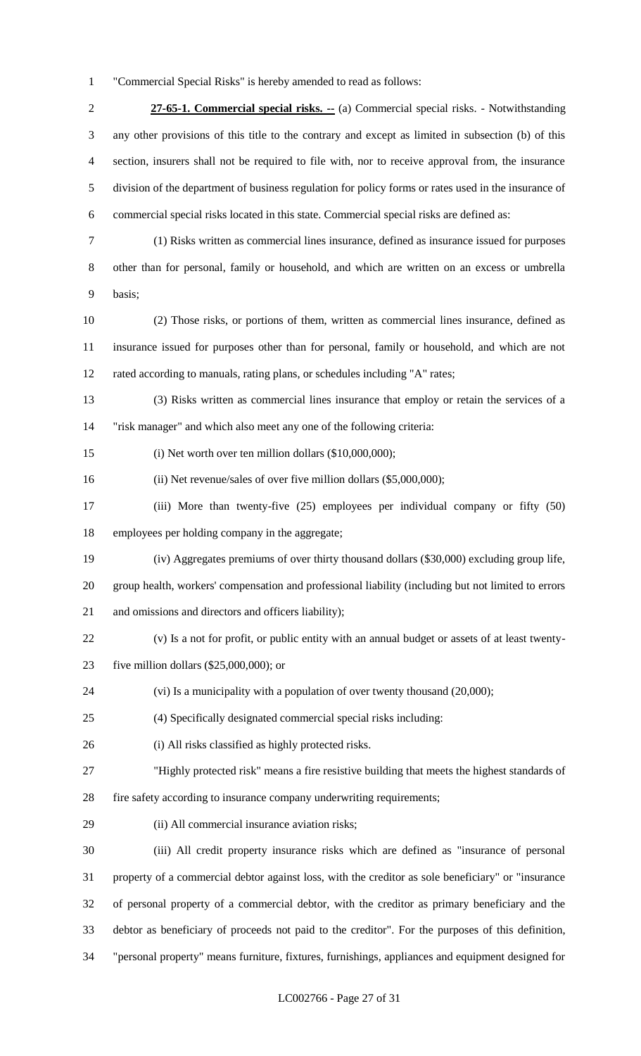"Commercial Special Risks" is hereby amended to read as follows:

**27-65-1. Commercial special risks. --** (a) Commercial special risks. - Notwithstanding any other provisions of this title to the contrary and except as limited in subsection (b) of this section, insurers shall not be required to file with, nor to receive approval from, the insurance division of the department of business regulation for policy forms or rates used in the insurance of commercial special risks located in this state. Commercial special risks are defined as:

(1) Risks written as commercial lines insurance, defined as insurance issued for purposes other than for personal, family or household, and which are written on an excess or umbrella basis;

(2) Those risks, or portions of them, written as commercial lines insurance, defined as insurance issued for purposes other than for personal, family or household, and which are not rated according to manuals, rating plans, or schedules including "A" rates;

(3) Risks written as commercial lines insurance that employ or retain the services of a "risk manager" and which also meet any one of the following criteria:

(i) Net worth over ten million dollars ($10,000,000);

(ii) Net revenue/sales of over five million dollars ($5,000,000);

(iii) More than twenty-five (25) employees per individual company or fifty (50) employees per holding company in the aggregate;

(iv) Aggregates premiums of over thirty thousand dollars ($30,000) excluding group life, group health, workers' compensation and professional liability (including but not limited to errors and omissions and directors and officers liability);

(v) Is a not for profit, or public entity with an annual budget or assets of at least twenty-five million dollars ($25,000,000); or

(vi) Is a municipality with a population of over twenty thousand (20,000);

(4) Specifically designated commercial special risks including:

(i) All risks classified as highly protected risks.

"Highly protected risk" means a fire resistive building that meets the highest standards of fire safety according to insurance company underwriting requirements;

(ii) All commercial insurance aviation risks;

(iii) All credit property insurance risks which are defined as "insurance of personal property of a commercial debtor against loss, with the creditor as sole beneficiary" or "insurance of personal property of a commercial debtor, with the creditor as primary beneficiary and the debtor as beneficiary of proceeds not paid to the creditor". For the purposes of this definition, "personal property" means furniture, fixtures, furnishings, appliances and equipment designed for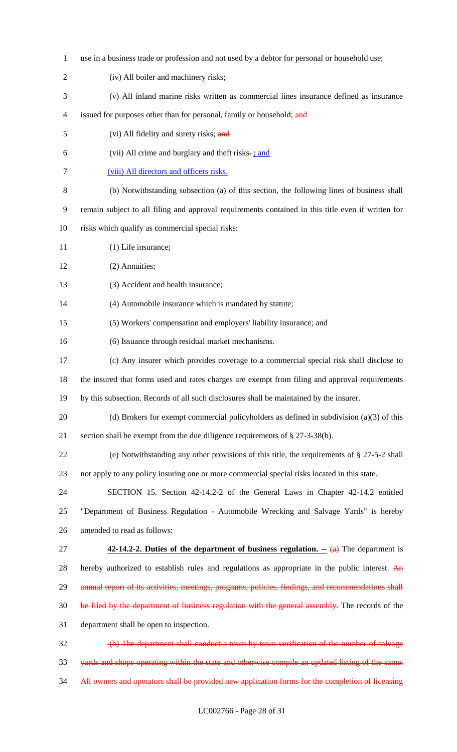use in a business trade or profession and not used by a debtor for personal or household use;

(iv) All boiler and machinery risks;

(v) All inland marine risks written as commercial lines insurance defined as insurance issued for purposes other than for personal, family or household; ~~and~~

(vi) All fidelity and surety risks; ~~and~~

(vii) All crime and burglary and theft risks~~.~~ ; and

(viii) All directors and officers risks.

(b) Notwithstanding subsection (a) of this section, the following lines of business shall remain subject to all filing and approval requirements contained in this title even if written for risks which qualify as commercial special risks:

(1) Life insurance;

(2) Annuities;

(3) Accident and health insurance;

(4) Automobile insurance which is mandated by statute;

(5) Workers' compensation and employers' liability insurance; and

(6) Issuance through residual market mechanisms.

(c) Any insurer which provides coverage to a commercial special risk shall disclose to the insured that forms used and rates charges are exempt from filing and approval requirements by this subsection. Records of all such disclosures shall be maintained by the insurer.

(d) Brokers for exempt commercial policyholders as defined in subdivision (a)(3) of this section shall be exempt from the due diligence requirements of § 27-3-38(b).

(e) Notwithstanding any other provisions of this title, the requirements of § 27-5-2 shall not apply to any policy insuring one or more commercial special risks located in this state.

SECTION 15. Section 42-14.2-2 of the General Laws in Chapter 42-14.2 entitled "Department of Business Regulation - Automobile Wrecking and Salvage Yards" is hereby amended to read as follows:

**42-14.2-2. Duties of the department of business regulation. --** ~~(a)~~ The department is hereby authorized to establish rules and regulations as appropriate in the public interest. ~~An annual report of its activities, meetings, programs, policies, findings, and recommendations shall be filed by the department of business regulation with the general assembly.~~ The records of the department shall be open to inspection.

~~(b) The department shall conduct a town-by-town verification of the number of salvage yards and shops operating within the state and otherwise compile an updated listing of the same. All owners and operators shall be provided new application forms for the completion of licensing~~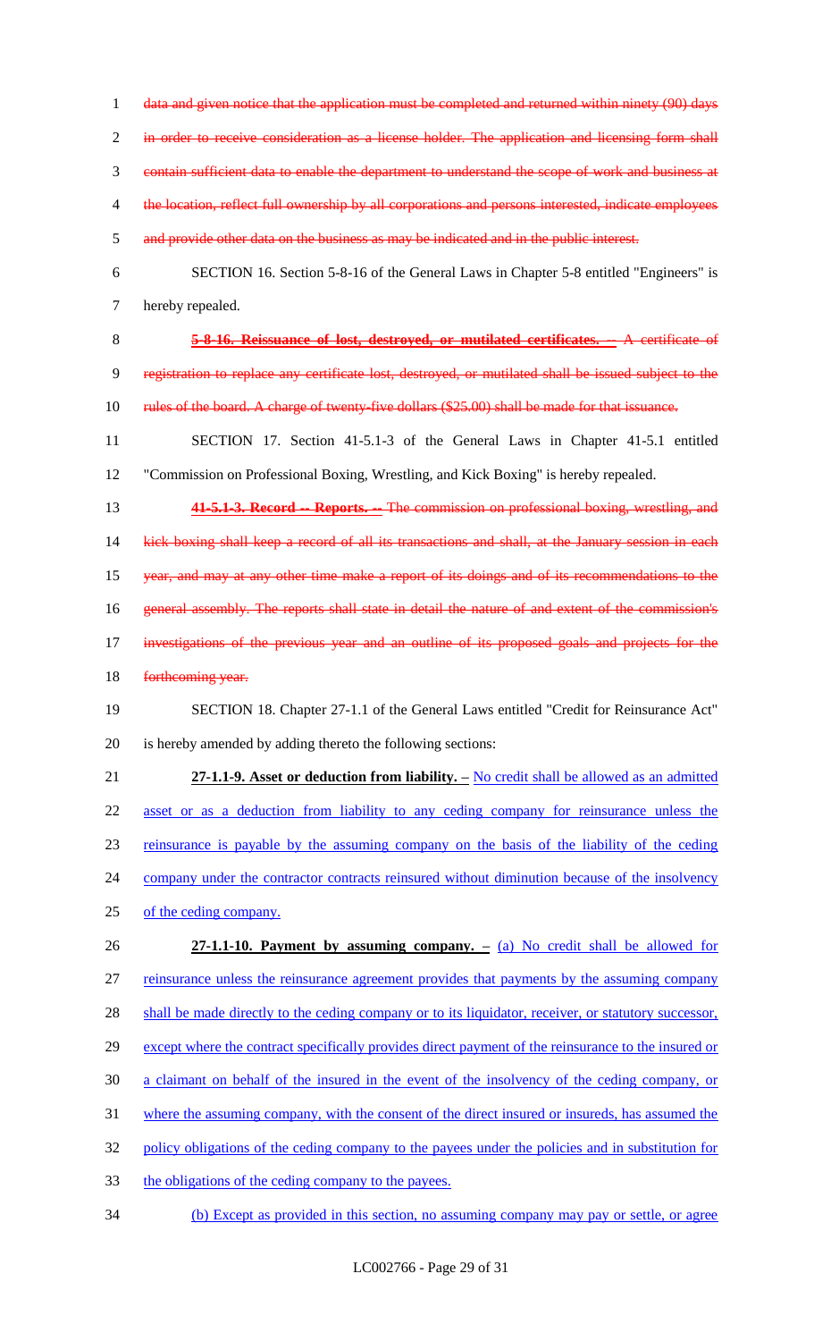~~data and given notice that the application must be completed and returned within ninety (90) days in order to receive consideration as a license holder. The application and licensing form shall contain sufficient data to enable the department to understand the scope of work and business at the location, reflect full ownership by all corporations and persons interested, indicate employees and provide other data on the business as may be indicated and in the public interest.~~

SECTION 16. Section 5-8-16 of the General Laws in Chapter 5-8 entitled "Engineers" is hereby repealed.

~~**5-8-16. Reissuance of lost, destroyed, or mutilated certificates. --** A certificate of registration to replace any certificate lost, destroyed, or mutilated shall be issued subject to the rules of the board. A charge of twenty-five dollars ($25.00) shall be made for that issuance.~~

SECTION 17. Section 41-5.1-3 of the General Laws in Chapter 41-5.1 entitled "Commission on Professional Boxing, Wrestling, and Kick Boxing" is hereby repealed.

~~**41-5.1-3. Record -- Reports. --** The commission on professional boxing, wrestling, and kick boxing shall keep a record of all its transactions and shall, at the January session in each year, and may at any other time make a report of its doings and of its recommendations to the general assembly. The reports shall state in detail the nature of and extent of the commission's investigations of the previous year and an outline of its proposed goals and projects for the forthcoming year.~~

SECTION 18. Chapter 27-1.1 of the General Laws entitled "Credit for Reinsurance Act" is hereby amended by adding thereto the following sections:

**27-1.1-9. Asset or deduction from liability. –** No credit shall be allowed as an admitted asset or as a deduction from liability to any ceding company for reinsurance unless the reinsurance is payable by the assuming company on the basis of the liability of the ceding company under the contractor contracts reinsured without diminution because of the insolvency of the ceding company.

**27-1.1-10. Payment by assuming company. –** (a) No credit shall be allowed for reinsurance unless the reinsurance agreement provides that payments by the assuming company shall be made directly to the ceding company or to its liquidator, receiver, or statutory successor, except where the contract specifically provides direct payment of the reinsurance to the insured or a claimant on behalf of the insured in the event of the insolvency of the ceding company, or where the assuming company, with the consent of the direct insured or insureds, has assumed the policy obligations of the ceding company to the payees under the policies and in substitution for the obligations of the ceding company to the payees.

(b) Except as provided in this section, no assuming company may pay or settle, or agree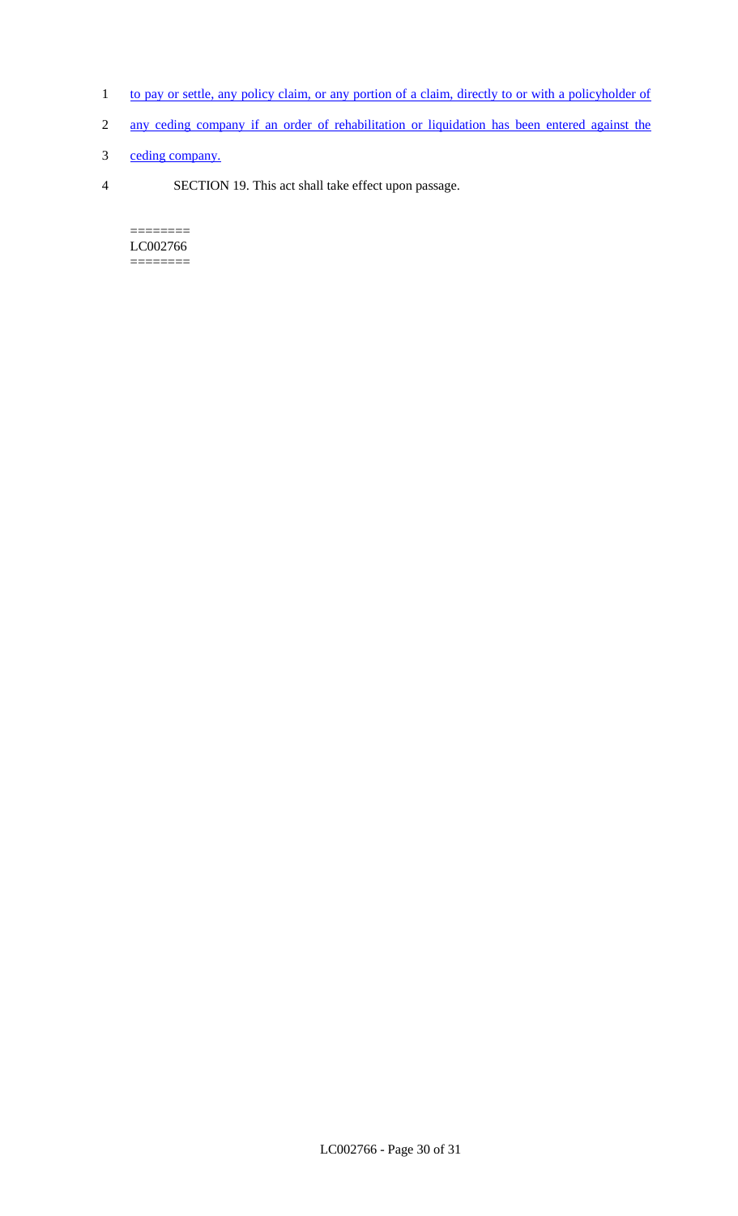to pay or settle, any policy claim, or any portion of a claim, directly to or with a policyholder of any ceding company if an order of rehabilitation or liquidation has been entered against the ceding company.

SECTION 19. This act shall take effect upon passage.

========
LC002766
========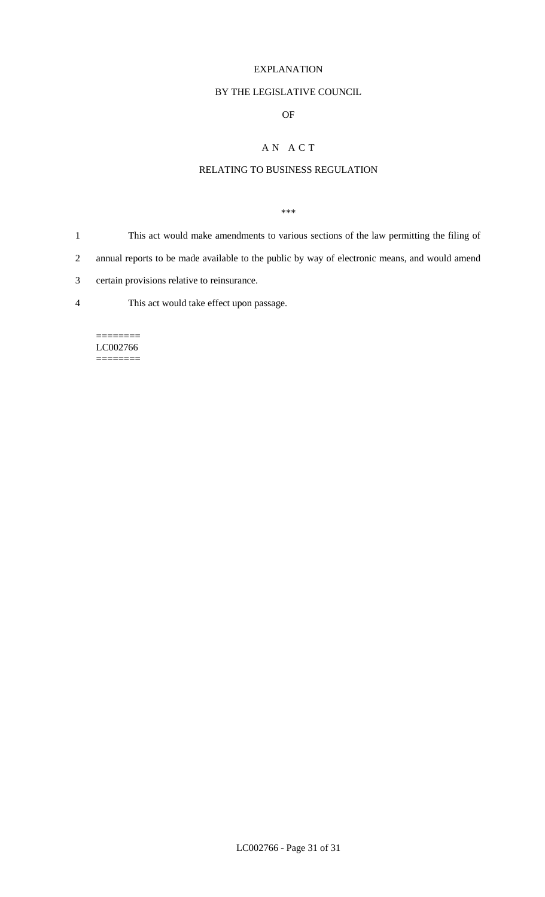EXPLANATION

BY THE LEGISLATIVE COUNCIL

OF

A N A C T

RELATING TO BUSINESS REGULATION

\*\*\*

This act would make amendments to various sections of the law permitting the filing of annual reports to be made available to the public by way of electronic means, and would amend certain provisions relative to reinsurance.

This act would take effect upon passage.

========
LC002766
========